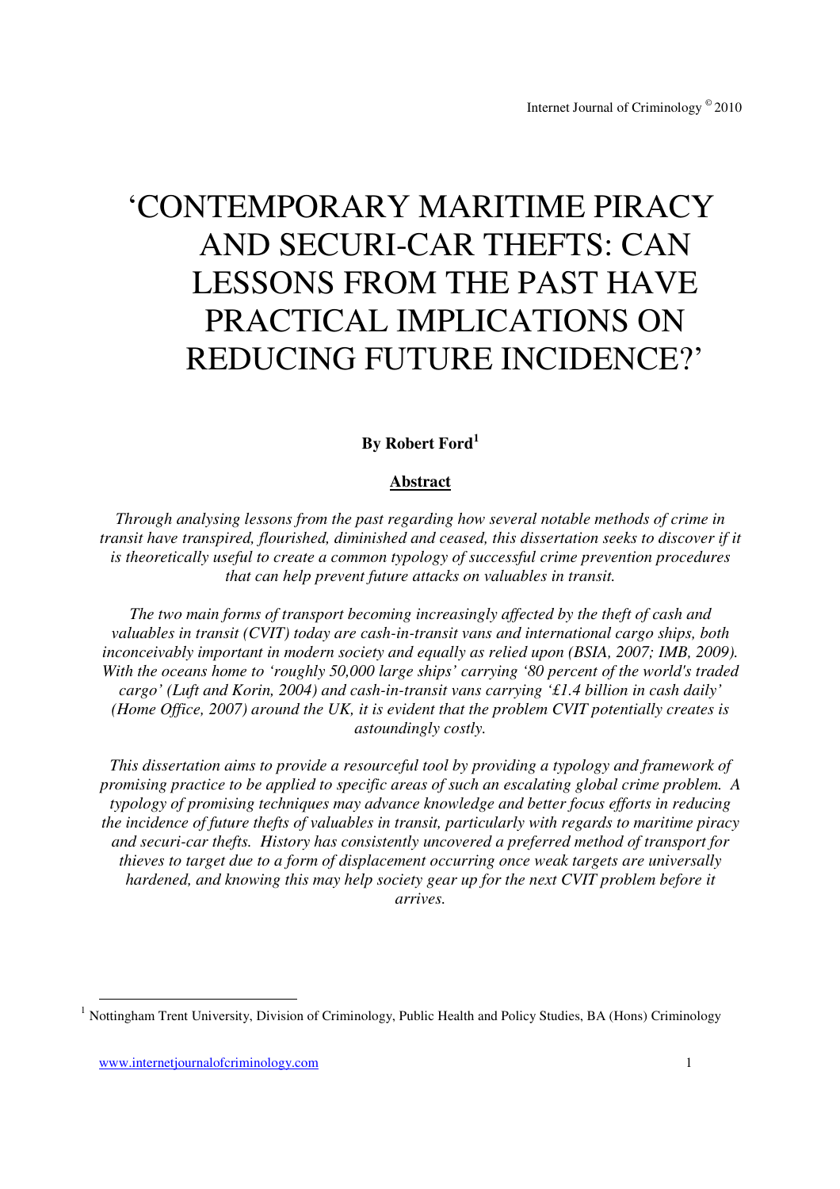# 'CONTEMPORARY MARITIME PIRACY AND SECURI-CAR THEFTS: CAN LESSONS FROM THE PAST HAVE PRACTICAL IMPLICATIONS ON REDUCING FUTURE INCIDENCE?'

**By Robert Ford[1]**

## Abstract

*Through analysing lessons from the past regarding how several notable methods of crime in transit have transpired, flourished, diminished and ceased, this dissertation seeks to discover if it is theoretically useful to create a common typology of successful crime prevention procedures that can help prevent future attacks on valuables in transit.*

*The two main forms of transport becoming increasingly affected by the theft of cash and valuables in transit (CVIT) today are cash-in-transit vans and international cargo ships, both inconceivably important in modern society and equally as relied upon (BSIA, 2007; IMB, 2009). With the oceans home to 'roughly 50,000 large ships' carrying '80 percent of the world's traded cargo' (Luft and Korin, 2004) and cash-in-transit vans carrying '£1.4 billion in cash daily' (Home Office, 2007) around the UK, it is evident that the problem CVIT potentially creates is astoundingly costly.*

*This dissertation aims to provide a resourceful tool by providing a typology and framework of promising practice to be applied to specific areas of such an escalating global crime problem. A typology of promising techniques may advance knowledge and better focus efforts in reducing the incidence of future thefts of valuables in transit, particularly with regards to maritime piracy and securi-car thefts. History has consistently uncovered a preferred method of transport for thieves to target due to a form of displacement occurring once weak targets are universally hardened, and knowing this may help society gear up for the next CVIT problem before it arrives.*

---

[1] Nottingham Trent University, Division of Criminology, Public Health and Policy Studies, BA (Hons) Criminology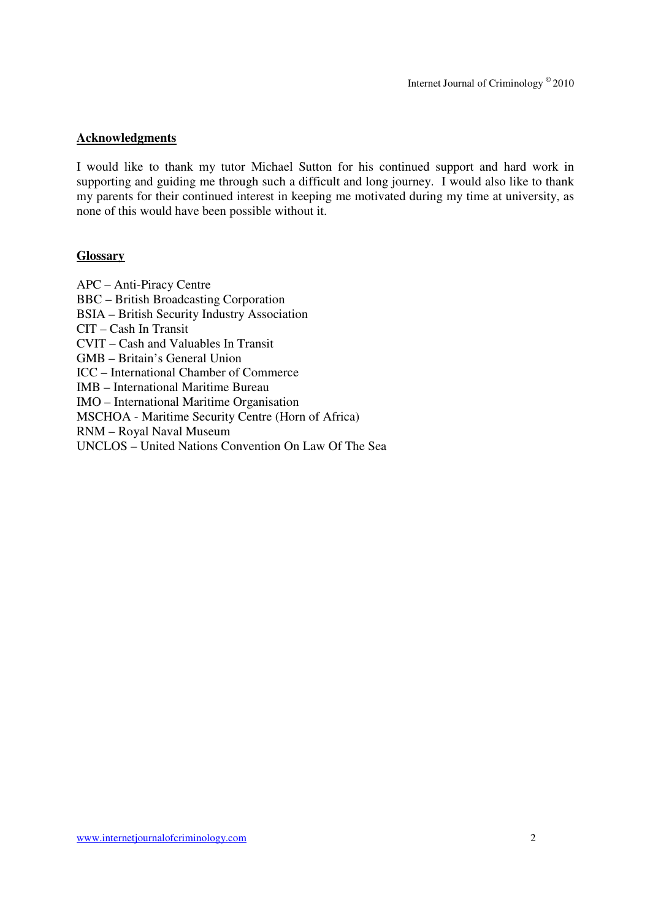## Acknowledgments

I would like to thank my tutor Michael Sutton for his continued support and hard work in supporting and guiding me through such a difficult and long journey. I would also like to thank my parents for their continued interest in keeping me motivated during my time at university, as none of this would have been possible without it.

## Glossary

APC – Anti-Piracy Centre
BBC – British Broadcasting Corporation
BSIA – British Security Industry Association
CIT – Cash In Transit
CVIT – Cash and Valuables In Transit
GMB – Britain's General Union
ICC – International Chamber of Commerce
IMB – International Maritime Bureau
IMO – International Maritime Organisation
MSCHOA - Maritime Security Centre (Horn of Africa)
RNM – Royal Naval Museum
UNCLOS – United Nations Convention On Law Of The Sea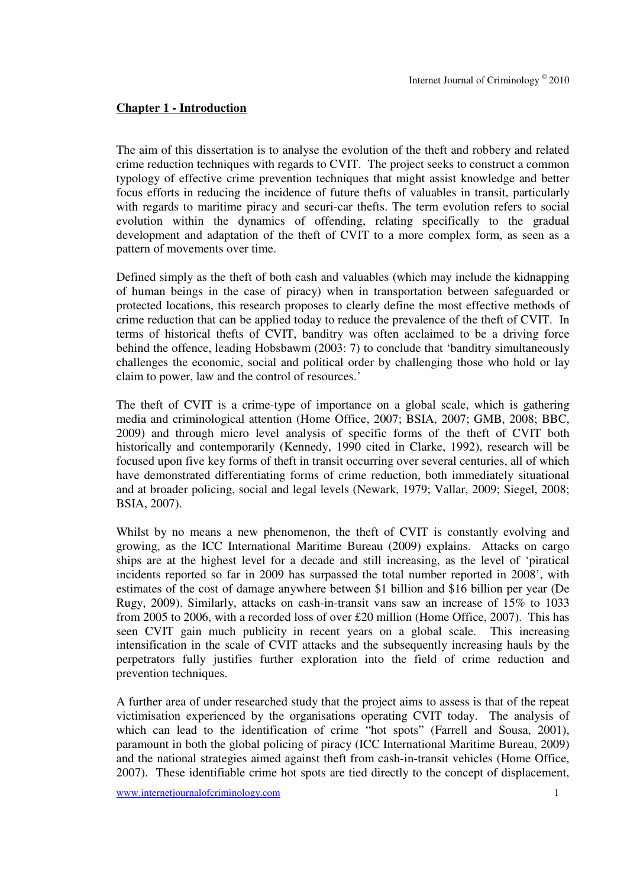## Chapter 1 - Introduction

The aim of this dissertation is to analyse the evolution of the theft and robbery and related crime reduction techniques with regards to CVIT. The project seeks to construct a common typology of effective crime prevention techniques that might assist knowledge and better focus efforts in reducing the incidence of future thefts of valuables in transit, particularly with regards to maritime piracy and securi-car thefts. The term evolution refers to social evolution within the dynamics of offending, relating specifically to the gradual development and adaptation of the theft of CVIT to a more complex form, as seen as a pattern of movements over time.

Defined simply as the theft of both cash and valuables (which may include the kidnapping of human beings in the case of piracy) when in transportation between safeguarded or protected locations, this research proposes to clearly define the most effective methods of crime reduction that can be applied today to reduce the prevalence of the theft of CVIT. In terms of historical thefts of CVIT, banditry was often acclaimed to be a driving force behind the offence, leading Hobsbawm (2003: 7) to conclude that 'banditry simultaneously challenges the economic, social and political order by challenging those who hold or lay claim to power, law and the control of resources.'

The theft of CVIT is a crime-type of importance on a global scale, which is gathering media and criminological attention (Home Office, 2007; BSIA, 2007; GMB, 2008; BBC, 2009) and through micro level analysis of specific forms of the theft of CVIT both historically and contemporarily (Kennedy, 1990 cited in Clarke, 1992), research will be focused upon five key forms of theft in transit occurring over several centuries, all of which have demonstrated differentiating forms of crime reduction, both immediately situational and at broader policing, social and legal levels (Newark, 1979; Vallar, 2009; Siegel, 2008; BSIA, 2007).

Whilst by no means a new phenomenon, the theft of CVIT is constantly evolving and growing, as the ICC International Maritime Bureau (2009) explains. Attacks on cargo ships are at the highest level for a decade and still increasing, as the level of 'piratical incidents reported so far in 2009 has surpassed the total number reported in 2008', with estimates of the cost of damage anywhere between $1 billion and $16 billion per year (De Rugy, 2009). Similarly, attacks on cash-in-transit vans saw an increase of 15% to 1033 from 2005 to 2006, with a recorded loss of over £20 million (Home Office, 2007). This has seen CVIT gain much publicity in recent years on a global scale. This increasing intensification in the scale of CVIT attacks and the subsequently increasing hauls by the perpetrators fully justifies further exploration into the field of crime reduction and prevention techniques.

A further area of under researched study that the project aims to assess is that of the repeat victimisation experienced by the organisations operating CVIT today. The analysis of which can lead to the identification of crime "hot spots" (Farrell and Sousa, 2001), paramount in both the global policing of piracy (ICC International Maritime Bureau, 2009) and the national strategies aimed against theft from cash-in-transit vehicles (Home Office, 2007). These identifiable crime hot spots are tied directly to the concept of displacement,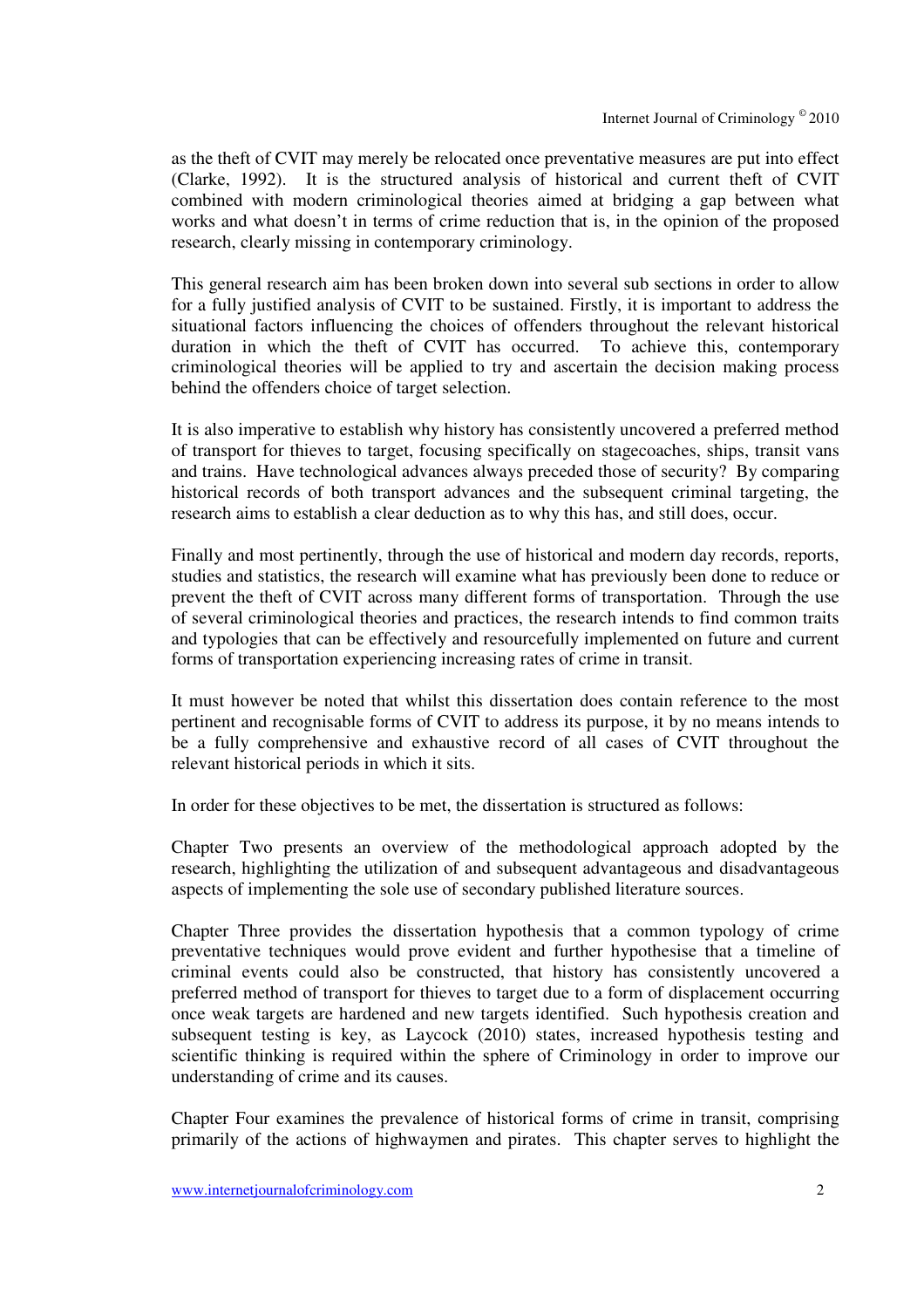as the theft of CVIT may merely be relocated once preventative measures are put into effect (Clarke, 1992). It is the structured analysis of historical and current theft of CVIT combined with modern criminological theories aimed at bridging a gap between what works and what doesn't in terms of crime reduction that is, in the opinion of the proposed research, clearly missing in contemporary criminology.

This general research aim has been broken down into several sub sections in order to allow for a fully justified analysis of CVIT to be sustained. Firstly, it is important to address the situational factors influencing the choices of offenders throughout the relevant historical duration in which the theft of CVIT has occurred. To achieve this, contemporary criminological theories will be applied to try and ascertain the decision making process behind the offenders choice of target selection.

It is also imperative to establish why history has consistently uncovered a preferred method of transport for thieves to target, focusing specifically on stagecoaches, ships, transit vans and trains. Have technological advances always preceded those of security? By comparing historical records of both transport advances and the subsequent criminal targeting, the research aims to establish a clear deduction as to why this has, and still does, occur.

Finally and most pertinently, through the use of historical and modern day records, reports, studies and statistics, the research will examine what has previously been done to reduce or prevent the theft of CVIT across many different forms of transportation. Through the use of several criminological theories and practices, the research intends to find common traits and typologies that can be effectively and resourcefully implemented on future and current forms of transportation experiencing increasing rates of crime in transit.

It must however be noted that whilst this dissertation does contain reference to the most pertinent and recognisable forms of CVIT to address its purpose, it by no means intends to be a fully comprehensive and exhaustive record of all cases of CVIT throughout the relevant historical periods in which it sits.

In order for these objectives to be met, the dissertation is structured as follows:

Chapter Two presents an overview of the methodological approach adopted by the research, highlighting the utilization of and subsequent advantageous and disadvantageous aspects of implementing the sole use of secondary published literature sources.

Chapter Three provides the dissertation hypothesis that a common typology of crime preventative techniques would prove evident and further hypothesise that a timeline of criminal events could also be constructed, that history has consistently uncovered a preferred method of transport for thieves to target due to a form of displacement occurring once weak targets are hardened and new targets identified. Such hypothesis creation and subsequent testing is key, as Laycock (2010) states, increased hypothesis testing and scientific thinking is required within the sphere of Criminology in order to improve our understanding of crime and its causes.

Chapter Four examines the prevalence of historical forms of crime in transit, comprising primarily of the actions of highwaymen and pirates. This chapter serves to highlight the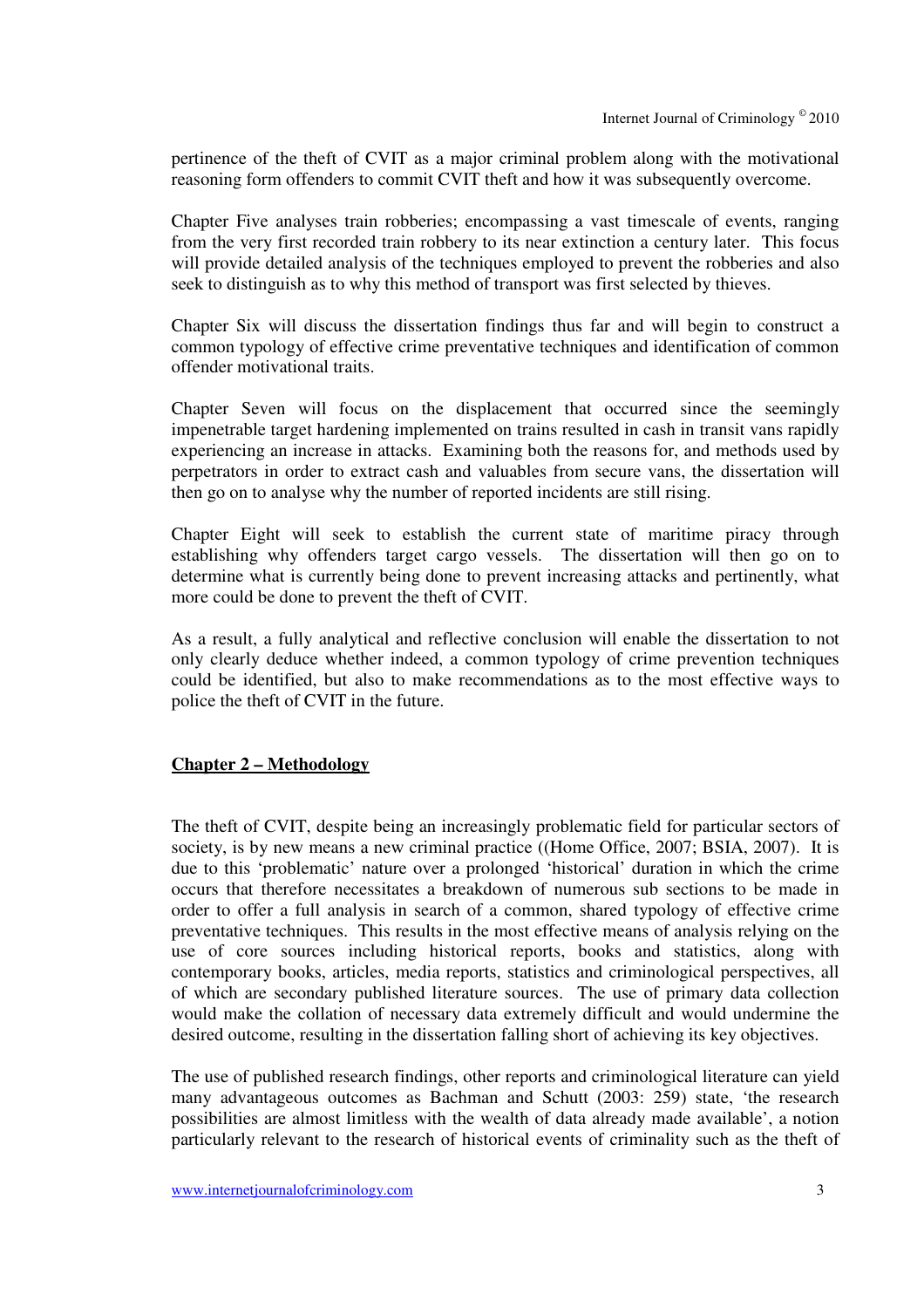pertinence of the theft of CVIT as a major criminal problem along with the motivational reasoning form offenders to commit CVIT theft and how it was subsequently overcome.

Chapter Five analyses train robberies; encompassing a vast timescale of events, ranging from the very first recorded train robbery to its near extinction a century later. This focus will provide detailed analysis of the techniques employed to prevent the robberies and also seek to distinguish as to why this method of transport was first selected by thieves.

Chapter Six will discuss the dissertation findings thus far and will begin to construct a common typology of effective crime preventative techniques and identification of common offender motivational traits.

Chapter Seven will focus on the displacement that occurred since the seemingly impenetrable target hardening implemented on trains resulted in cash in transit vans rapidly experiencing an increase in attacks. Examining both the reasons for, and methods used by perpetrators in order to extract cash and valuables from secure vans, the dissertation will then go on to analyse why the number of reported incidents are still rising.

Chapter Eight will seek to establish the current state of maritime piracy through establishing why offenders target cargo vessels. The dissertation will then go on to determine what is currently being done to prevent increasing attacks and pertinently, what more could be done to prevent the theft of CVIT.

As a result, a fully analytical and reflective conclusion will enable the dissertation to not only clearly deduce whether indeed, a common typology of crime prevention techniques could be identified, but also to make recommendations as to the most effective ways to police the theft of CVIT in the future.

## **Chapter 2 – Methodology**

The theft of CVIT, despite being an increasingly problematic field for particular sectors of society, is by new means a new criminal practice ((Home Office, 2007; BSIA, 2007). It is due to this 'problematic' nature over a prolonged 'historical' duration in which the crime occurs that therefore necessitates a breakdown of numerous sub sections to be made in order to offer a full analysis in search of a common, shared typology of effective crime preventative techniques. This results in the most effective means of analysis relying on the use of core sources including historical reports, books and statistics, along with contemporary books, articles, media reports, statistics and criminological perspectives, all of which are secondary published literature sources. The use of primary data collection would make the collation of necessary data extremely difficult and would undermine the desired outcome, resulting in the dissertation falling short of achieving its key objectives.

The use of published research findings, other reports and criminological literature can yield many advantageous outcomes as Bachman and Schutt (2003: 259) state, 'the research possibilities are almost limitless with the wealth of data already made available', a notion particularly relevant to the research of historical events of criminality such as the theft of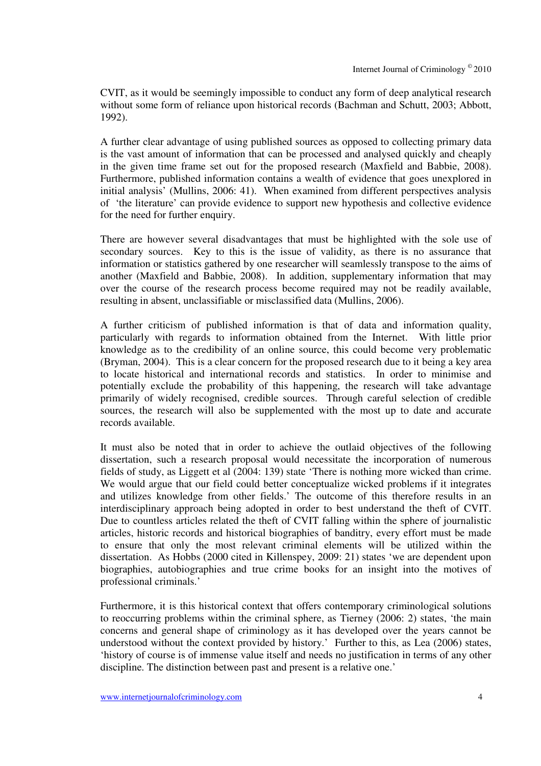CVIT, as it would be seemingly impossible to conduct any form of deep analytical research without some form of reliance upon historical records (Bachman and Schutt, 2003; Abbott, 1992).

A further clear advantage of using published sources as opposed to collecting primary data is the vast amount of information that can be processed and analysed quickly and cheaply in the given time frame set out for the proposed research (Maxfield and Babbie, 2008). Furthermore, published information contains a wealth of evidence that goes unexplored in initial analysis' (Mullins, 2006: 41). When examined from different perspectives analysis of 'the literature' can provide evidence to support new hypothesis and collective evidence for the need for further enquiry.

There are however several disadvantages that must be highlighted with the sole use of secondary sources. Key to this is the issue of validity, as there is no assurance that information or statistics gathered by one researcher will seamlessly transpose to the aims of another (Maxfield and Babbie, 2008). In addition, supplementary information that may over the course of the research process become required may not be readily available, resulting in absent, unclassifiable or misclassified data (Mullins, 2006).

A further criticism of published information is that of data and information quality, particularly with regards to information obtained from the Internet. With little prior knowledge as to the credibility of an online source, this could become very problematic (Bryman, 2004). This is a clear concern for the proposed research due to it being a key area to locate historical and international records and statistics. In order to minimise and potentially exclude the probability of this happening, the research will take advantage primarily of widely recognised, credible sources. Through careful selection of credible sources, the research will also be supplemented with the most up to date and accurate records available.

It must also be noted that in order to achieve the outlaid objectives of the following dissertation, such a research proposal would necessitate the incorporation of numerous fields of study, as Liggett et al (2004: 139) state 'There is nothing more wicked than crime. We would argue that our field could better conceptualize wicked problems if it integrates and utilizes knowledge from other fields.' The outcome of this therefore results in an interdisciplinary approach being adopted in order to best understand the theft of CVIT. Due to countless articles related the theft of CVIT falling within the sphere of journalistic articles, historic records and historical biographies of banditry, every effort must be made to ensure that only the most relevant criminal elements will be utilized within the dissertation. As Hobbs (2000 cited in Killenspey, 2009: 21) states 'we are dependent upon biographies, autobiographies and true crime books for an insight into the motives of professional criminals.'

Furthermore, it is this historical context that offers contemporary criminological solutions to reoccurring problems within the criminal sphere, as Tierney (2006: 2) states, 'the main concerns and general shape of criminology as it has developed over the years cannot be understood without the context provided by history.' Further to this, as Lea (2006) states, 'history of course is of immense value itself and needs no justification in terms of any other discipline. The distinction between past and present is a relative one.'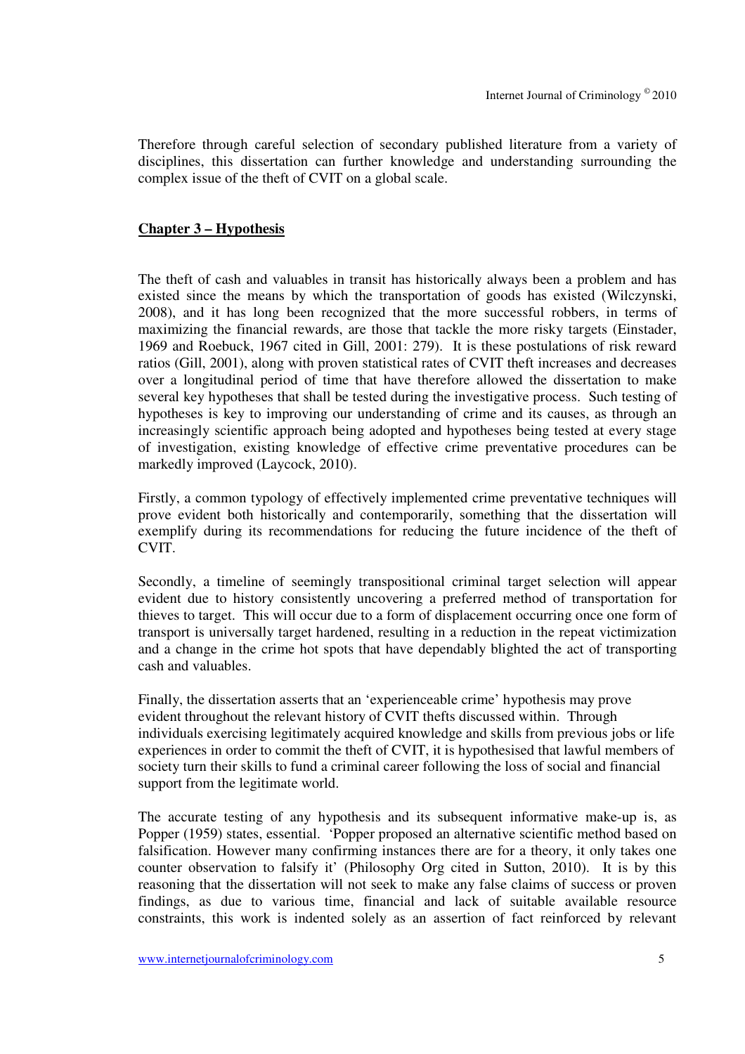Therefore through careful selection of secondary published literature from a variety of disciplines, this dissertation can further knowledge and understanding surrounding the complex issue of the theft of CVIT on a global scale.

## Chapter 3 – Hypothesis

The theft of cash and valuables in transit has historically always been a problem and has existed since the means by which the transportation of goods has existed (Wilczynski, 2008), and it has long been recognized that the more successful robbers, in terms of maximizing the financial rewards, are those that tackle the more risky targets (Einstader, 1969 and Roebuck, 1967 cited in Gill, 2001: 279). It is these postulations of risk reward ratios (Gill, 2001), along with proven statistical rates of CVIT theft increases and decreases over a longitudinal period of time that have therefore allowed the dissertation to make several key hypotheses that shall be tested during the investigative process. Such testing of hypotheses is key to improving our understanding of crime and its causes, as through an increasingly scientific approach being adopted and hypotheses being tested at every stage of investigation, existing knowledge of effective crime preventative procedures can be markedly improved (Laycock, 2010).

Firstly, a common typology of effectively implemented crime preventative techniques will prove evident both historically and contemporarily, something that the dissertation will exemplify during its recommendations for reducing the future incidence of the theft of CVIT.

Secondly, a timeline of seemingly transpositional criminal target selection will appear evident due to history consistently uncovering a preferred method of transportation for thieves to target. This will occur due to a form of displacement occurring once one form of transport is universally target hardened, resulting in a reduction in the repeat victimization and a change in the crime hot spots that have dependably blighted the act of transporting cash and valuables.

Finally, the dissertation asserts that an 'experienceable crime' hypothesis may prove evident throughout the relevant history of CVIT thefts discussed within. Through individuals exercising legitimately acquired knowledge and skills from previous jobs or life experiences in order to commit the theft of CVIT, it is hypothesised that lawful members of society turn their skills to fund a criminal career following the loss of social and financial support from the legitimate world.

The accurate testing of any hypothesis and its subsequent informative make-up is, as Popper (1959) states, essential. 'Popper proposed an alternative scientific method based on falsification. However many confirming instances there are for a theory, it only takes one counter observation to falsify it' (Philosophy Org cited in Sutton, 2010). It is by this reasoning that the dissertation will not seek to make any false claims of success or proven findings, as due to various time, financial and lack of suitable available resource constraints, this work is indented solely as an assertion of fact reinforced by relevant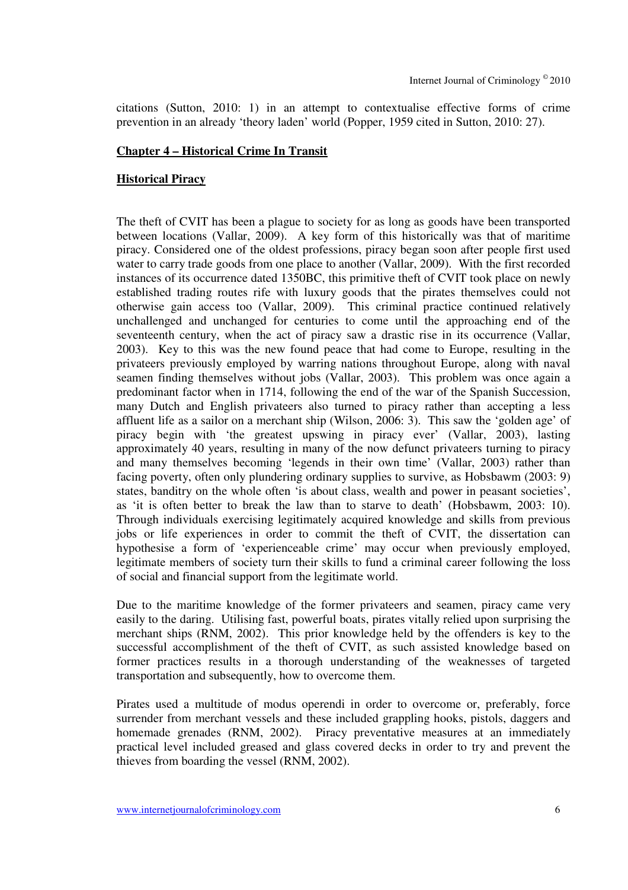citations (Sutton, 2010: 1) in an attempt to contextualise effective forms of crime prevention in an already 'theory laden' world (Popper, 1959 cited in Sutton, 2010: 27).

## Chapter 4 – Historical Crime In Transit

### Historical Piracy

The theft of CVIT has been a plague to society for as long as goods have been transported between locations (Vallar, 2009). A key form of this historically was that of maritime piracy. Considered one of the oldest professions, piracy began soon after people first used water to carry trade goods from one place to another (Vallar, 2009). With the first recorded instances of its occurrence dated 1350BC, this primitive theft of CVIT took place on newly established trading routes rife with luxury goods that the pirates themselves could not otherwise gain access too (Vallar, 2009). This criminal practice continued relatively unchallenged and unchanged for centuries to come until the approaching end of the seventeenth century, when the act of piracy saw a drastic rise in its occurrence (Vallar, 2003). Key to this was the new found peace that had come to Europe, resulting in the privateers previously employed by warring nations throughout Europe, along with naval seamen finding themselves without jobs (Vallar, 2003). This problem was once again a predominant factor when in 1714, following the end of the war of the Spanish Succession, many Dutch and English privateers also turned to piracy rather than accepting a less affluent life as a sailor on a merchant ship (Wilson, 2006: 3). This saw the 'golden age' of piracy begin with 'the greatest upswing in piracy ever' (Vallar, 2003), lasting approximately 40 years, resulting in many of the now defunct privateers turning to piracy and many themselves becoming 'legends in their own time' (Vallar, 2003) rather than facing poverty, often only plundering ordinary supplies to survive, as Hobsbawm (2003: 9) states, banditry on the whole often 'is about class, wealth and power in peasant societies', as 'it is often better to break the law than to starve to death' (Hobsbawm, 2003: 10). Through individuals exercising legitimately acquired knowledge and skills from previous jobs or life experiences in order to commit the theft of CVIT, the dissertation can hypothesise a form of 'experienceable crime' may occur when previously employed, legitimate members of society turn their skills to fund a criminal career following the loss of social and financial support from the legitimate world.

Due to the maritime knowledge of the former privateers and seamen, piracy came very easily to the daring. Utilising fast, powerful boats, pirates vitally relied upon surprising the merchant ships (RNM, 2002). This prior knowledge held by the offenders is key to the successful accomplishment of the theft of CVIT, as such assisted knowledge based on former practices results in a thorough understanding of the weaknesses of targeted transportation and subsequently, how to overcome them.

Pirates used a multitude of modus operendi in order to overcome or, preferably, force surrender from merchant vessels and these included grappling hooks, pistols, daggers and homemade grenades (RNM, 2002). Piracy preventative measures at an immediately practical level included greased and glass covered decks in order to try and prevent the thieves from boarding the vessel (RNM, 2002).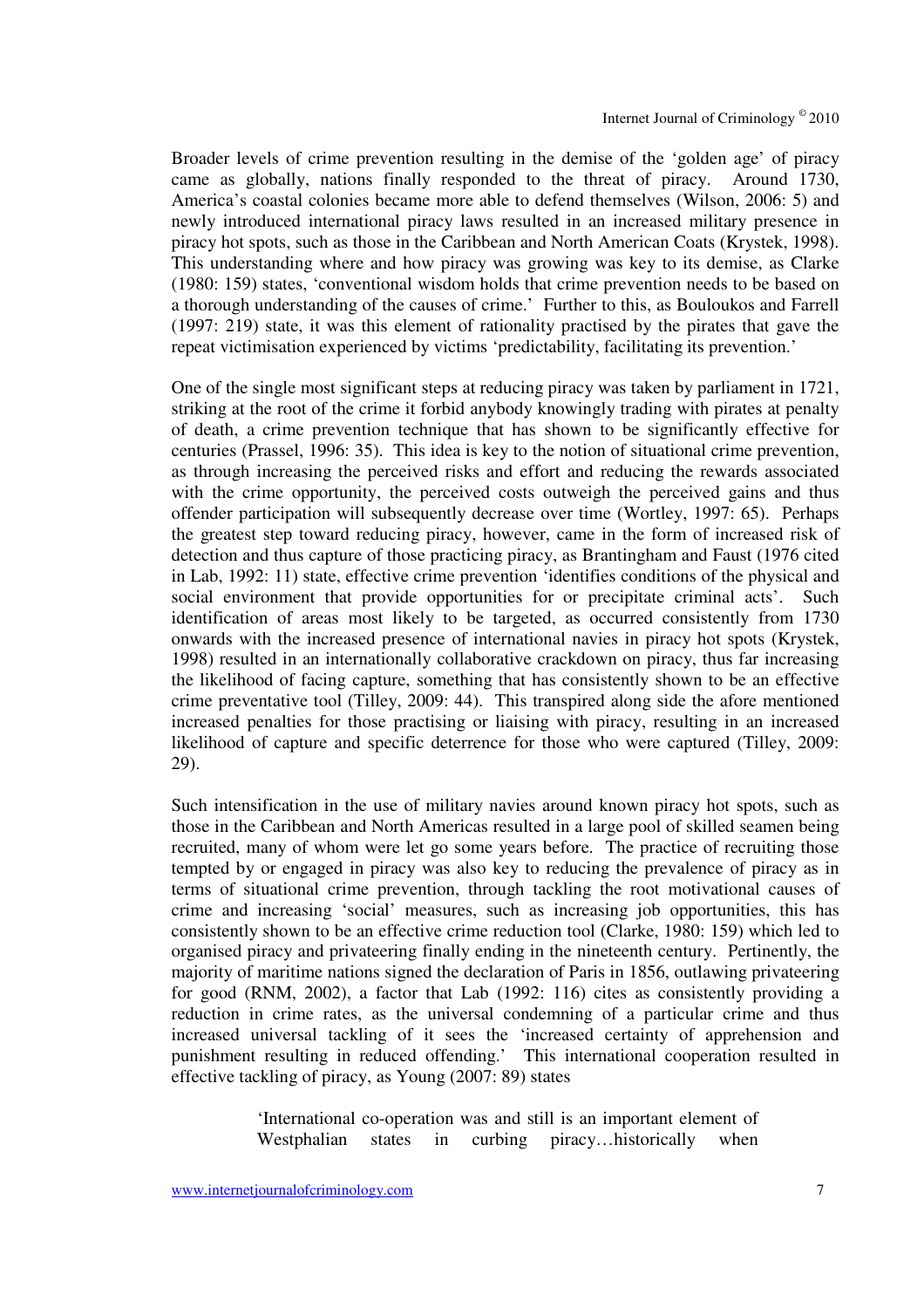Broader levels of crime prevention resulting in the demise of the 'golden age' of piracy came as globally, nations finally responded to the threat of piracy. Around 1730, America's coastal colonies became more able to defend themselves (Wilson, 2006: 5) and newly introduced international piracy laws resulted in an increased military presence in piracy hot spots, such as those in the Caribbean and North American Coats (Krystek, 1998). This understanding where and how piracy was growing was key to its demise, as Clarke (1980: 159) states, 'conventional wisdom holds that crime prevention needs to be based on a thorough understanding of the causes of crime.' Further to this, as Bouloukos and Farrell (1997: 219) state, it was this element of rationality practised by the pirates that gave the repeat victimisation experienced by victims 'predictability, facilitating its prevention.'

One of the single most significant steps at reducing piracy was taken by parliament in 1721, striking at the root of the crime it forbid anybody knowingly trading with pirates at penalty of death, a crime prevention technique that has shown to be significantly effective for centuries (Prassel, 1996: 35). This idea is key to the notion of situational crime prevention, as through increasing the perceived risks and effort and reducing the rewards associated with the crime opportunity, the perceived costs outweigh the perceived gains and thus offender participation will subsequently decrease over time (Wortley, 1997: 65). Perhaps the greatest step toward reducing piracy, however, came in the form of increased risk of detection and thus capture of those practicing piracy, as Brantingham and Faust (1976 cited in Lab, 1992: 11) state, effective crime prevention 'identifies conditions of the physical and social environment that provide opportunities for or precipitate criminal acts'. Such identification of areas most likely to be targeted, as occurred consistently from 1730 onwards with the increased presence of international navies in piracy hot spots (Krystek, 1998) resulted in an internationally collaborative crackdown on piracy, thus far increasing the likelihood of facing capture, something that has consistently shown to be an effective crime preventative tool (Tilley, 2009: 44). This transpired along side the afore mentioned increased penalties for those practising or liaising with piracy, resulting in an increased likelihood of capture and specific deterrence for those who were captured (Tilley, 2009: 29).

Such intensification in the use of military navies around known piracy hot spots, such as those in the Caribbean and North Americas resulted in a large pool of skilled seamen being recruited, many of whom were let go some years before. The practice of recruiting those tempted by or engaged in piracy was also key to reducing the prevalence of piracy as in terms of situational crime prevention, through tackling the root motivational causes of crime and increasing 'social' measures, such as increasing job opportunities, this has consistently shown to be an effective crime reduction tool (Clarke, 1980: 159) which led to organised piracy and privateering finally ending in the nineteenth century. Pertinently, the majority of maritime nations signed the declaration of Paris in 1856, outlawing privateering for good (RNM, 2002), a factor that Lab (1992: 116) cites as consistently providing a reduction in crime rates, as the universal condemning of a particular crime and thus increased universal tackling of it sees the 'increased certainty of apprehension and punishment resulting in reduced offending.' This international cooperation resulted in effective tackling of piracy, as Young (2007: 89) states

> 'International co-operation was and still is an important element of Westphalian states in curbing piracy…historically when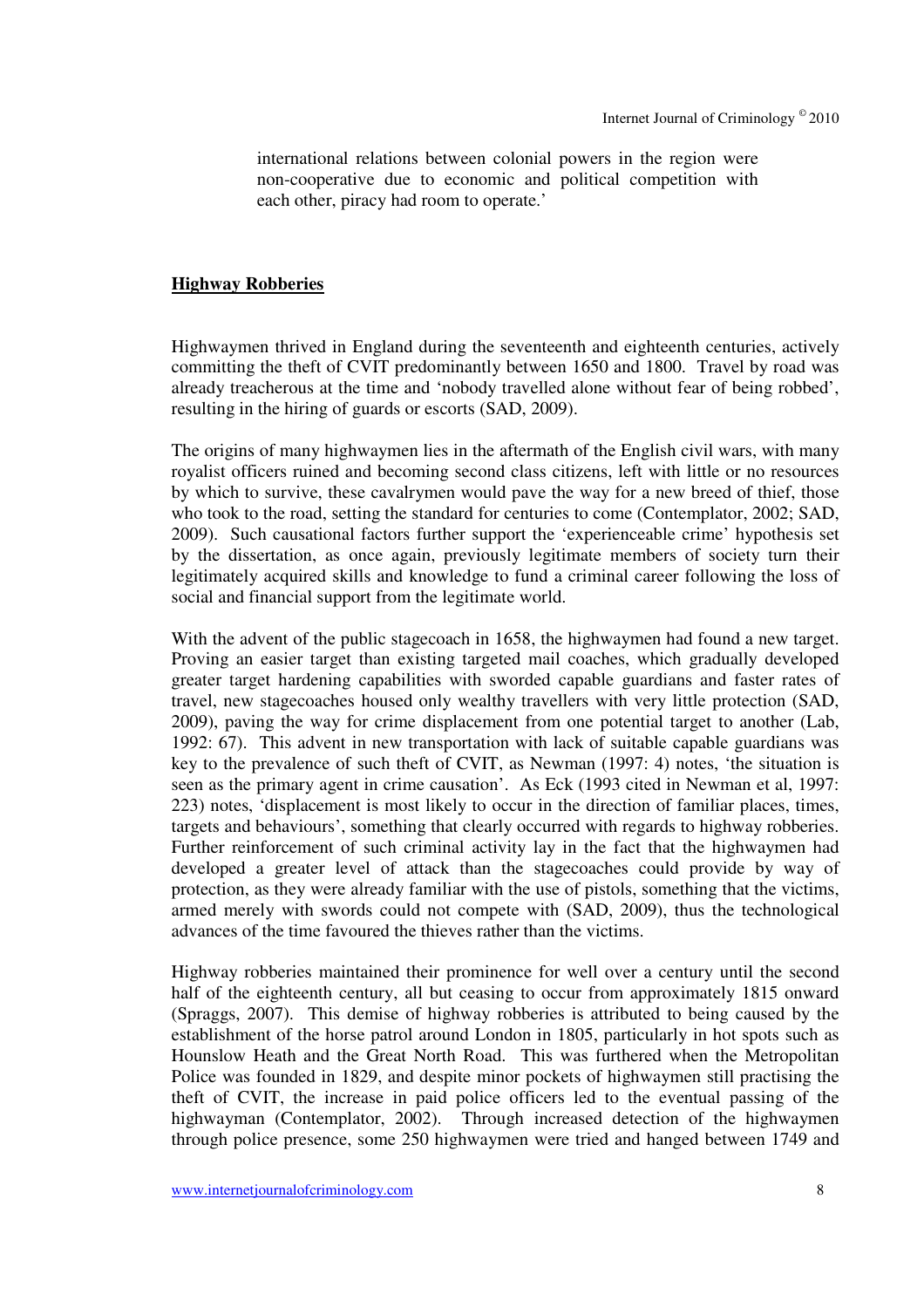> international relations between colonial powers in the region were non-cooperative due to economic and political competition with each other, piracy had room to operate.'

## Highway Robberies

Highwaymen thrived in England during the seventeenth and eighteenth centuries, actively committing the theft of CVIT predominantly between 1650 and 1800. Travel by road was already treacherous at the time and 'nobody travelled alone without fear of being robbed', resulting in the hiring of guards or escorts (SAD, 2009).

The origins of many highwaymen lies in the aftermath of the English civil wars, with many royalist officers ruined and becoming second class citizens, left with little or no resources by which to survive, these cavalrymen would pave the way for a new breed of thief, those who took to the road, setting the standard for centuries to come (Contemplator, 2002; SAD, 2009). Such causational factors further support the 'experienceable crime' hypothesis set by the dissertation, as once again, previously legitimate members of society turn their legitimately acquired skills and knowledge to fund a criminal career following the loss of social and financial support from the legitimate world.

With the advent of the public stagecoach in 1658, the highwaymen had found a new target. Proving an easier target than existing targeted mail coaches, which gradually developed greater target hardening capabilities with sworded capable guardians and faster rates of travel, new stagecoaches housed only wealthy travellers with very little protection (SAD, 2009), paving the way for crime displacement from one potential target to another (Lab, 1992: 67). This advent in new transportation with lack of suitable capable guardians was key to the prevalence of such theft of CVIT, as Newman (1997: 4) notes, 'the situation is seen as the primary agent in crime causation'. As Eck (1993 cited in Newman et al, 1997: 223) notes, 'displacement is most likely to occur in the direction of familiar places, times, targets and behaviours', something that clearly occurred with regards to highway robberies. Further reinforcement of such criminal activity lay in the fact that the highwaymen had developed a greater level of attack than the stagecoaches could provide by way of protection, as they were already familiar with the use of pistols, something that the victims, armed merely with swords could not compete with (SAD, 2009), thus the technological advances of the time favoured the thieves rather than the victims.

Highway robberies maintained their prominence for well over a century until the second half of the eighteenth century, all but ceasing to occur from approximately 1815 onward (Spraggs, 2007). This demise of highway robberies is attributed to being caused by the establishment of the horse patrol around London in 1805, particularly in hot spots such as Hounslow Heath and the Great North Road. This was furthered when the Metropolitan Police was founded in 1829, and despite minor pockets of highwaymen still practising the theft of CVIT, the increase in paid police officers led to the eventual passing of the highwayman (Contemplator, 2002). Through increased detection of the highwaymen through police presence, some 250 highwaymen were tried and hanged between 1749 and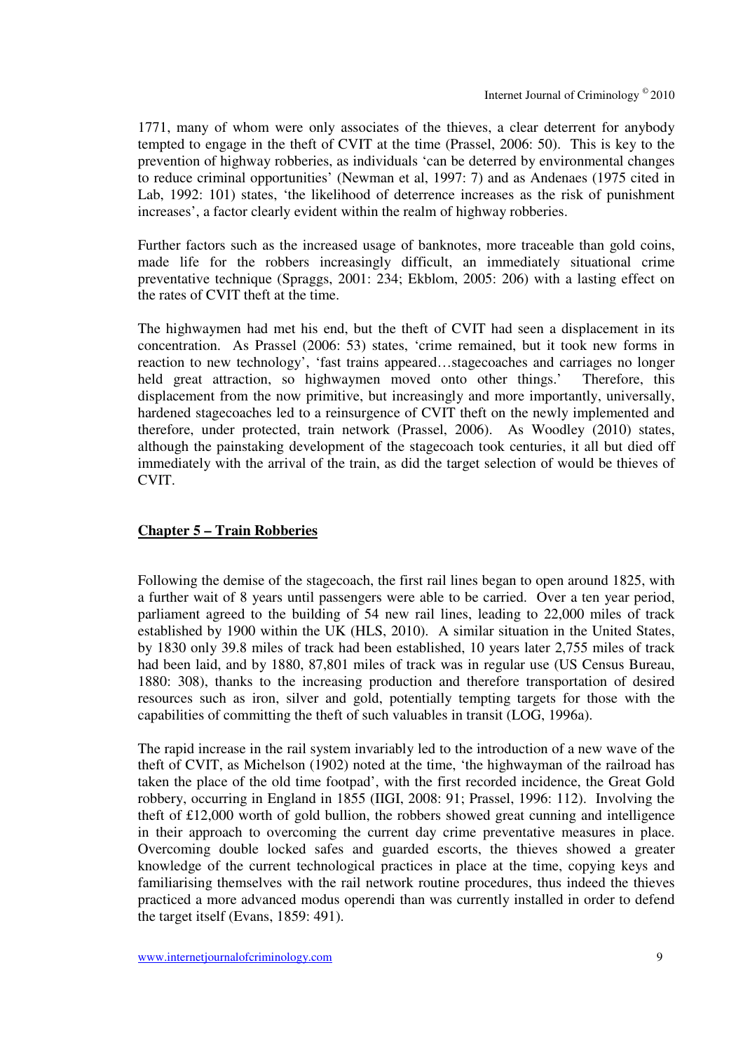1771, many of whom were only associates of the thieves, a clear deterrent for anybody tempted to engage in the theft of CVIT at the time (Prassel, 2006: 50). This is key to the prevention of highway robberies, as individuals 'can be deterred by environmental changes to reduce criminal opportunities' (Newman et al, 1997: 7) and as Andenaes (1975 cited in Lab, 1992: 101) states, 'the likelihood of deterrence increases as the risk of punishment increases', a factor clearly evident within the realm of highway robberies.

Further factors such as the increased usage of banknotes, more traceable than gold coins, made life for the robbers increasingly difficult, an immediately situational crime preventative technique (Spraggs, 2001: 234; Ekblom, 2005: 206) with a lasting effect on the rates of CVIT theft at the time.

The highwaymen had met his end, but the theft of CVIT had seen a displacement in its concentration. As Prassel (2006: 53) states, 'crime remained, but it took new forms in reaction to new technology', 'fast trains appeared…stagecoaches and carriages no longer held great attraction, so highwaymen moved onto other things.' Therefore, this displacement from the now primitive, but increasingly and more importantly, universally, hardened stagecoaches led to a reinsurgence of CVIT theft on the newly implemented and therefore, under protected, train network (Prassel, 2006). As Woodley (2010) states, although the painstaking development of the stagecoach took centuries, it all but died off immediately with the arrival of the train, as did the target selection of would be thieves of CVIT.

## Chapter 5 – Train Robberies

Following the demise of the stagecoach, the first rail lines began to open around 1825, with a further wait of 8 years until passengers were able to be carried. Over a ten year period, parliament agreed to the building of 54 new rail lines, leading to 22,000 miles of track established by 1900 within the UK (HLS, 2010). A similar situation in the United States, by 1830 only 39.8 miles of track had been established, 10 years later 2,755 miles of track had been laid, and by 1880, 87,801 miles of track was in regular use (US Census Bureau, 1880: 308), thanks to the increasing production and therefore transportation of desired resources such as iron, silver and gold, potentially tempting targets for those with the capabilities of committing the theft of such valuables in transit (LOG, 1996a).

The rapid increase in the rail system invariably led to the introduction of a new wave of the theft of CVIT, as Michelson (1902) noted at the time, 'the highwayman of the railroad has taken the place of the old time footpad', with the first recorded incidence, the Great Gold robbery, occurring in England in 1855 (IIGI, 2008: 91; Prassel, 1996: 112). Involving the theft of £12,000 worth of gold bullion, the robbers showed great cunning and intelligence in their approach to overcoming the current day crime preventative measures in place. Overcoming double locked safes and guarded escorts, the thieves showed a greater knowledge of the current technological practices in place at the time, copying keys and familiarising themselves with the rail network routine procedures, thus indeed the thieves practiced a more advanced modus operendi than was currently installed in order to defend the target itself (Evans, 1859: 491).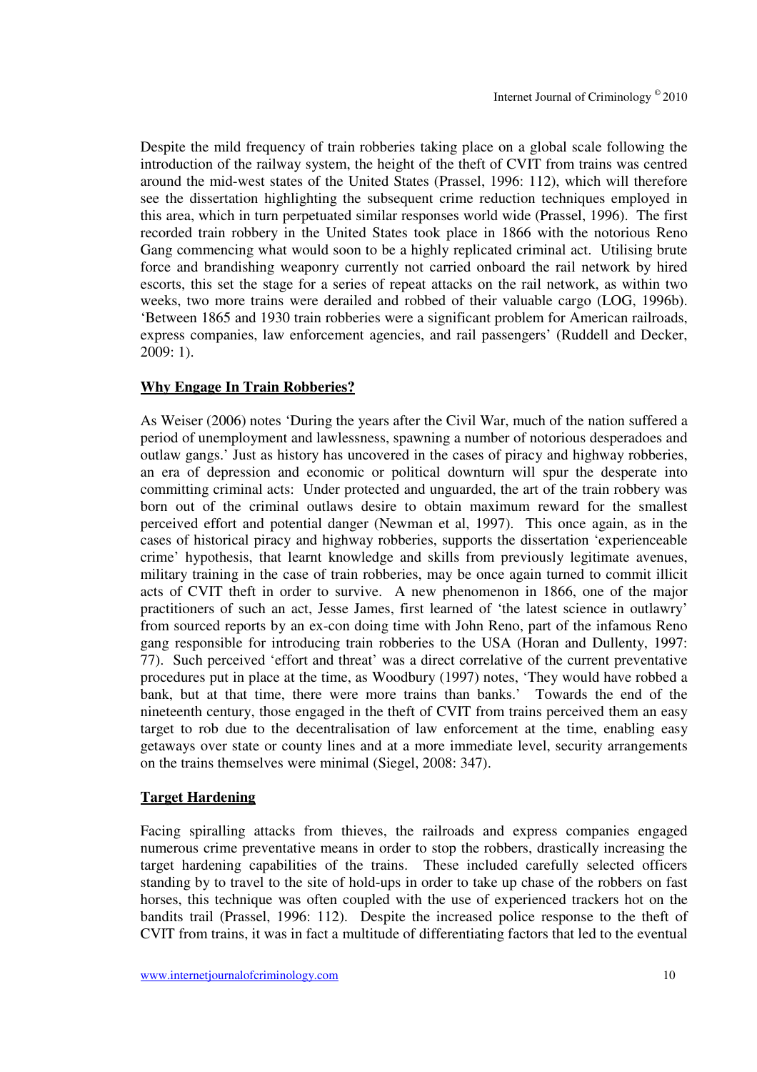Despite the mild frequency of train robberies taking place on a global scale following the introduction of the railway system, the height of the theft of CVIT from trains was centred around the mid-west states of the United States (Prassel, 1996: 112), which will therefore see the dissertation highlighting the subsequent crime reduction techniques employed in this area, which in turn perpetuated similar responses world wide (Prassel, 1996). The first recorded train robbery in the United States took place in 1866 with the notorious Reno Gang commencing what would soon to be a highly replicated criminal act. Utilising brute force and brandishing weaponry currently not carried onboard the rail network by hired escorts, this set the stage for a series of repeat attacks on the rail network, as within two weeks, two more trains were derailed and robbed of their valuable cargo (LOG, 1996b). 'Between 1865 and 1930 train robberies were a significant problem for American railroads, express companies, law enforcement agencies, and rail passengers' (Ruddell and Decker, 2009: 1).

## **Why Engage In Train Robberies?**

As Weiser (2006) notes 'During the years after the Civil War, much of the nation suffered a period of unemployment and lawlessness, spawning a number of notorious desperadoes and outlaw gangs.' Just as history has uncovered in the cases of piracy and highway robberies, an era of depression and economic or political downturn will spur the desperate into committing criminal acts: Under protected and unguarded, the art of the train robbery was born out of the criminal outlaws desire to obtain maximum reward for the smallest perceived effort and potential danger (Newman et al, 1997). This once again, as in the cases of historical piracy and highway robberies, supports the dissertation 'experienceable crime' hypothesis, that learnt knowledge and skills from previously legitimate avenues, military training in the case of train robberies, may be once again turned to commit illicit acts of CVIT theft in order to survive. A new phenomenon in 1866, one of the major practitioners of such an act, Jesse James, first learned of 'the latest science in outlawry' from sourced reports by an ex-con doing time with John Reno, part of the infamous Reno gang responsible for introducing train robberies to the USA (Horan and Dullenty, 1997: 77). Such perceived 'effort and threat' was a direct correlative of the current preventative procedures put in place at the time, as Woodbury (1997) notes, 'They would have robbed a bank, but at that time, there were more trains than banks.' Towards the end of the nineteenth century, those engaged in the theft of CVIT from trains perceived them an easy target to rob due to the decentralisation of law enforcement at the time, enabling easy getaways over state or county lines and at a more immediate level, security arrangements on the trains themselves were minimal (Siegel, 2008: 347).

## **Target Hardening**

Facing spiralling attacks from thieves, the railroads and express companies engaged numerous crime preventative means in order to stop the robbers, drastically increasing the target hardening capabilities of the trains. These included carefully selected officers standing by to travel to the site of hold-ups in order to take up chase of the robbers on fast horses, this technique was often coupled with the use of experienced trackers hot on the bandits trail (Prassel, 1996: 112). Despite the increased police response to the theft of CVIT from trains, it was in fact a multitude of differentiating factors that led to the eventual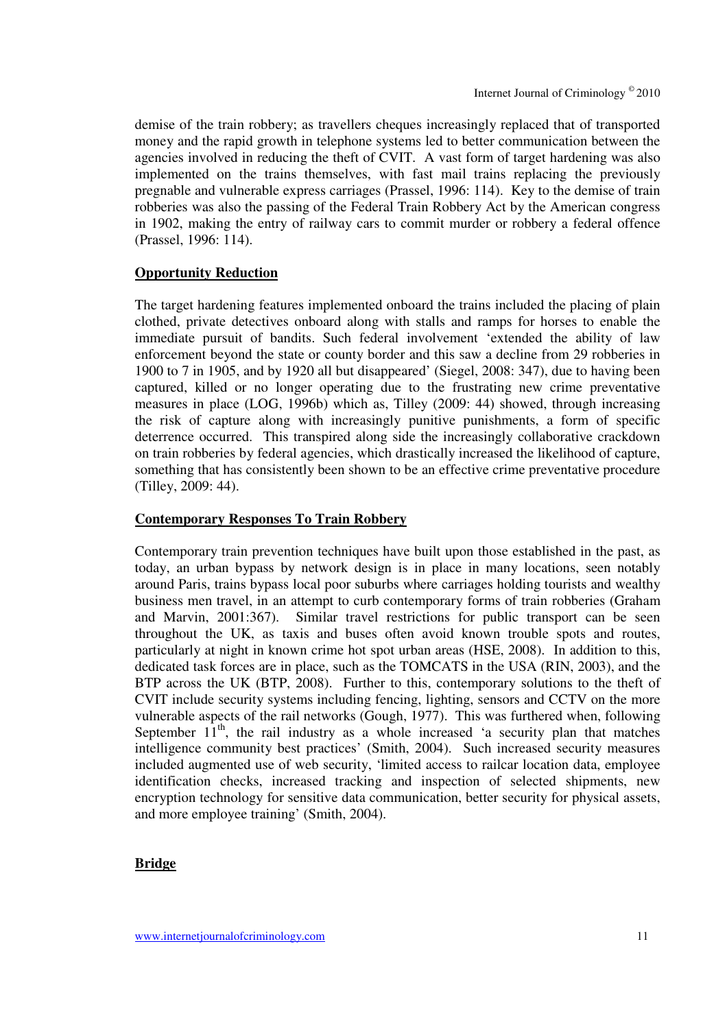demise of the train robbery; as travellers cheques increasingly replaced that of transported money and the rapid growth in telephone systems led to better communication between the agencies involved in reducing the theft of CVIT. A vast form of target hardening was also implemented on the trains themselves, with fast mail trains replacing the previously pregnable and vulnerable express carriages (Prassel, 1996: 114). Key to the demise of train robberies was also the passing of the Federal Train Robbery Act by the American congress in 1902, making the entry of railway cars to commit murder or robbery a federal offence (Prassel, 1996: 114).

## Opportunity Reduction

The target hardening features implemented onboard the trains included the placing of plain clothed, private detectives onboard along with stalls and ramps for horses to enable the immediate pursuit of bandits. Such federal involvement 'extended the ability of law enforcement beyond the state or county border and this saw a decline from 29 robberies in 1900 to 7 in 1905, and by 1920 all but disappeared' (Siegel, 2008: 347), due to having been captured, killed or no longer operating due to the frustrating new crime preventative measures in place (LOG, 1996b) which as, Tilley (2009: 44) showed, through increasing the risk of capture along with increasingly punitive punishments, a form of specific deterrence occurred. This transpired along side the increasingly collaborative crackdown on train robberies by federal agencies, which drastically increased the likelihood of capture, something that has consistently been shown to be an effective crime preventative procedure (Tilley, 2009: 44).

## Contemporary Responses To Train Robbery

Contemporary train prevention techniques have built upon those established in the past, as today, an urban bypass by network design is in place in many locations, seen notably around Paris, trains bypass local poor suburbs where carriages holding tourists and wealthy business men travel, in an attempt to curb contemporary forms of train robberies (Graham and Marvin, 2001:367). Similar travel restrictions for public transport can be seen throughout the UK, as taxis and buses often avoid known trouble spots and routes, particularly at night in known crime hot spot urban areas (HSE, 2008). In addition to this, dedicated task forces are in place, such as the TOMCATS in the USA (RIN, 2003), and the BTP across the UK (BTP, 2008). Further to this, contemporary solutions to the theft of CVIT include security systems including fencing, lighting, sensors and CCTV on the more vulnerable aspects of the rail networks (Gough, 1977). This was furthered when, following September 11th, the rail industry as a whole increased 'a security plan that matches intelligence community best practices' (Smith, 2004). Such increased security measures included augmented use of web security, 'limited access to railcar location data, employee identification checks, increased tracking and inspection of selected shipments, new encryption technology for sensitive data communication, better security for physical assets, and more employee training' (Smith, 2004).

## Bridge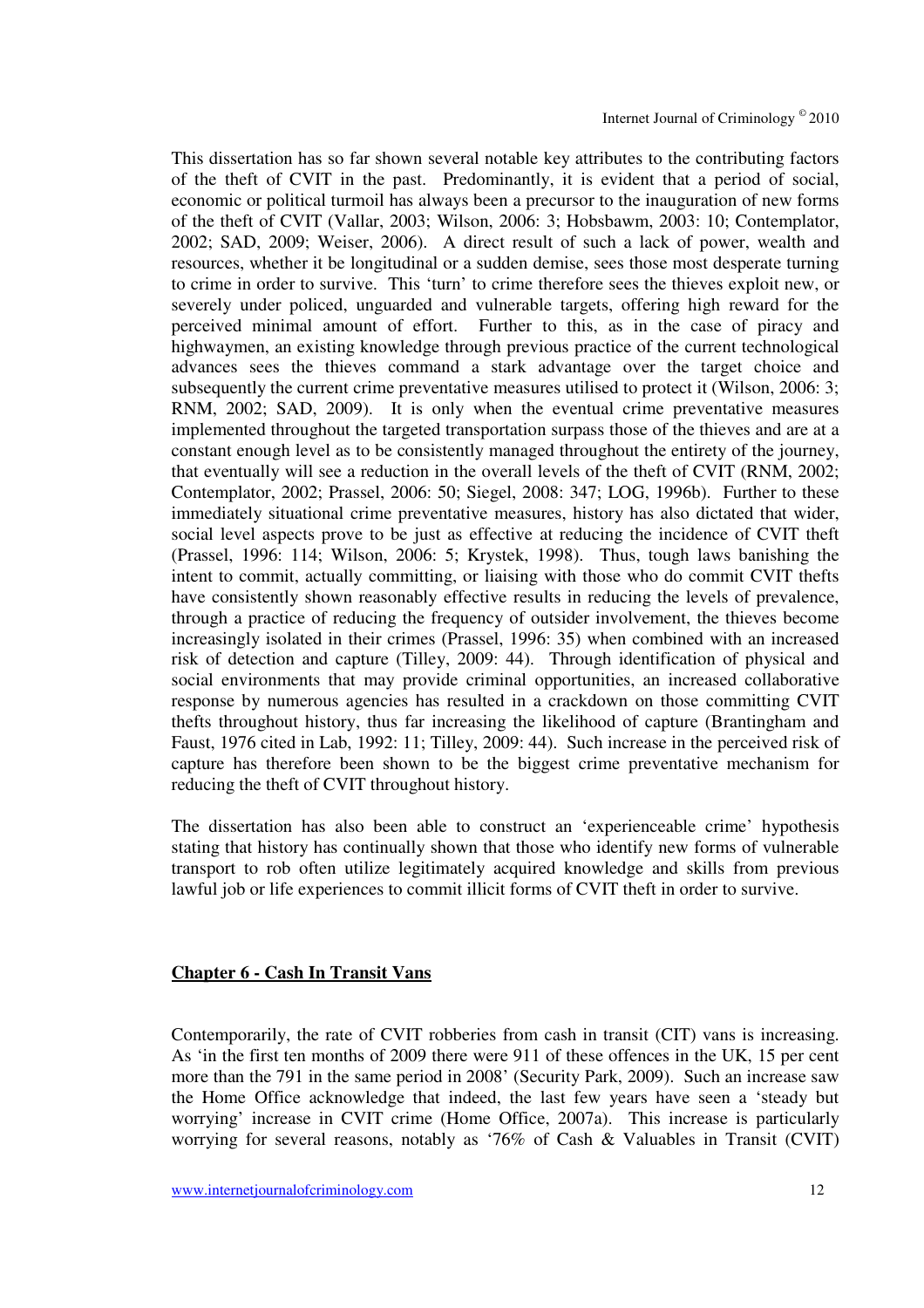This dissertation has so far shown several notable key attributes to the contributing factors of the theft of CVIT in the past. Predominantly, it is evident that a period of social, economic or political turmoil has always been a precursor to the inauguration of new forms of the theft of CVIT (Vallar, 2003; Wilson, 2006: 3; Hobsbawm, 2003: 10; Contemplator, 2002; SAD, 2009; Weiser, 2006). A direct result of such a lack of power, wealth and resources, whether it be longitudinal or a sudden demise, sees those most desperate turning to crime in order to survive. This 'turn' to crime therefore sees the thieves exploit new, or severely under policed, unguarded and vulnerable targets, offering high reward for the perceived minimal amount of effort. Further to this, as in the case of piracy and highwaymen, an existing knowledge through previous practice of the current technological advances sees the thieves command a stark advantage over the target choice and subsequently the current crime preventative measures utilised to protect it (Wilson, 2006: 3; RNM, 2002; SAD, 2009). It is only when the eventual crime preventative measures implemented throughout the targeted transportation surpass those of the thieves and are at a constant enough level as to be consistently managed throughout the entirety of the journey, that eventually will see a reduction in the overall levels of the theft of CVIT (RNM, 2002; Contemplator, 2002; Prassel, 2006: 50; Siegel, 2008: 347; LOG, 1996b). Further to these immediately situational crime preventative measures, history has also dictated that wider, social level aspects prove to be just as effective at reducing the incidence of CVIT theft (Prassel, 1996: 114; Wilson, 2006: 5; Krystek, 1998). Thus, tough laws banishing the intent to commit, actually committing, or liaising with those who do commit CVIT thefts have consistently shown reasonably effective results in reducing the levels of prevalence, through a practice of reducing the frequency of outsider involvement, the thieves become increasingly isolated in their crimes (Prassel, 1996: 35) when combined with an increased risk of detection and capture (Tilley, 2009: 44). Through identification of physical and social environments that may provide criminal opportunities, an increased collaborative response by numerous agencies has resulted in a crackdown on those committing CVIT thefts throughout history, thus far increasing the likelihood of capture (Brantingham and Faust, 1976 cited in Lab, 1992: 11; Tilley, 2009: 44). Such increase in the perceived risk of capture has therefore been shown to be the biggest crime preventative mechanism for reducing the theft of CVIT throughout history.

The dissertation has also been able to construct an 'experienceable crime' hypothesis stating that history has continually shown that those who identify new forms of vulnerable transport to rob often utilize legitimately acquired knowledge and skills from previous lawful job or life experiences to commit illicit forms of CVIT theft in order to survive.

## Chapter 6 - Cash In Transit Vans

Contemporarily, the rate of CVIT robberies from cash in transit (CIT) vans is increasing. As 'in the first ten months of 2009 there were 911 of these offences in the UK, 15 per cent more than the 791 in the same period in 2008' (Security Park, 2009). Such an increase saw the Home Office acknowledge that indeed, the last few years have seen a 'steady but worrying' increase in CVIT crime (Home Office, 2007a). This increase is particularly worrying for several reasons, notably as '76% of Cash & Valuables in Transit (CVIT)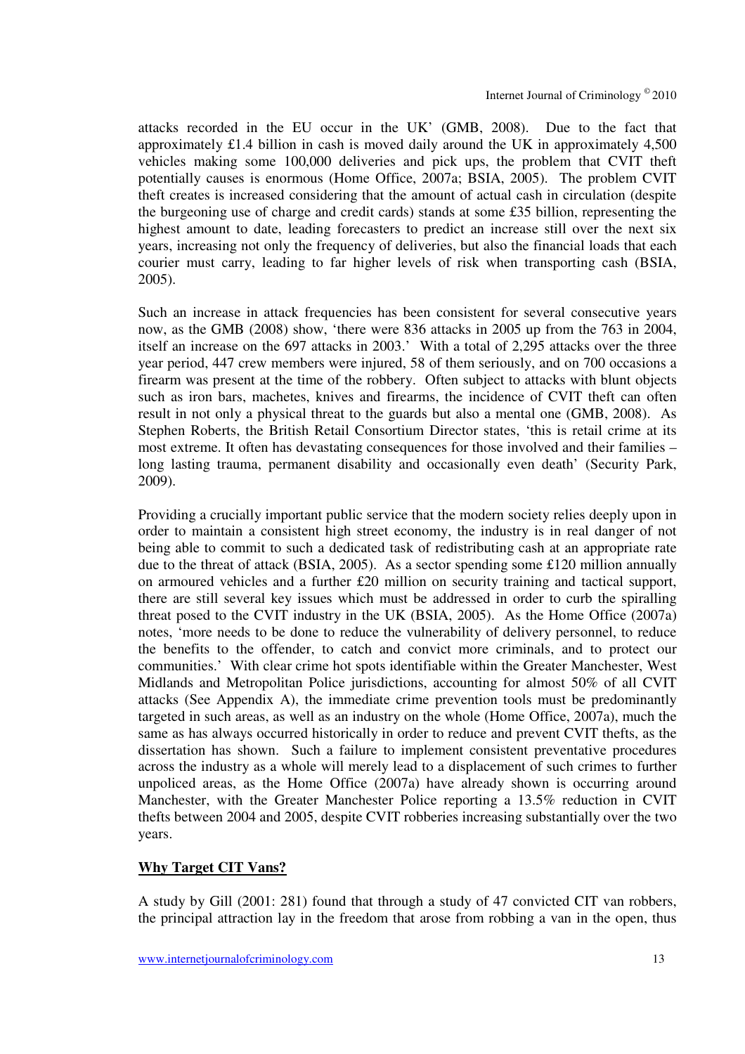attacks recorded in the EU occur in the UK' (GMB, 2008). Due to the fact that approximately £1.4 billion in cash is moved daily around the UK in approximately 4,500 vehicles making some 100,000 deliveries and pick ups, the problem that CVIT theft potentially causes is enormous (Home Office, 2007a; BSIA, 2005). The problem CVIT theft creates is increased considering that the amount of actual cash in circulation (despite the burgeoning use of charge and credit cards) stands at some £35 billion, representing the highest amount to date, leading forecasters to predict an increase still over the next six years, increasing not only the frequency of deliveries, but also the financial loads that each courier must carry, leading to far higher levels of risk when transporting cash (BSIA, 2005).

Such an increase in attack frequencies has been consistent for several consecutive years now, as the GMB (2008) show, 'there were 836 attacks in 2005 up from the 763 in 2004, itself an increase on the 697 attacks in 2003.' With a total of 2,295 attacks over the three year period, 447 crew members were injured, 58 of them seriously, and on 700 occasions a firearm was present at the time of the robbery. Often subject to attacks with blunt objects such as iron bars, machetes, knives and firearms, the incidence of CVIT theft can often result in not only a physical threat to the guards but also a mental one (GMB, 2008). As Stephen Roberts, the British Retail Consortium Director states, 'this is retail crime at its most extreme. It often has devastating consequences for those involved and their families – long lasting trauma, permanent disability and occasionally even death' (Security Park, 2009).

Providing a crucially important public service that the modern society relies deeply upon in order to maintain a consistent high street economy, the industry is in real danger of not being able to commit to such a dedicated task of redistributing cash at an appropriate rate due to the threat of attack (BSIA, 2005). As a sector spending some £120 million annually on armoured vehicles and a further £20 million on security training and tactical support, there are still several key issues which must be addressed in order to curb the spiralling threat posed to the CVIT industry in the UK (BSIA, 2005). As the Home Office (2007a) notes, 'more needs to be done to reduce the vulnerability of delivery personnel, to reduce the benefits to the offender, to catch and convict more criminals, and to protect our communities.' With clear crime hot spots identifiable within the Greater Manchester, West Midlands and Metropolitan Police jurisdictions, accounting for almost 50% of all CVIT attacks (See Appendix A), the immediate crime prevention tools must be predominantly targeted in such areas, as well as an industry on the whole (Home Office, 2007a), much the same as has always occurred historically in order to reduce and prevent CVIT thefts, as the dissertation has shown. Such a failure to implement consistent preventative procedures across the industry as a whole will merely lead to a displacement of such crimes to further unpoliced areas, as the Home Office (2007a) have already shown is occurring around Manchester, with the Greater Manchester Police reporting a 13.5% reduction in CVIT thefts between 2004 and 2005, despite CVIT robberies increasing substantially over the two years.

**Why Target CIT Vans?**

A study by Gill (2001: 281) found that through a study of 47 convicted CIT van robbers, the principal attraction lay in the freedom that arose from robbing a van in the open, thus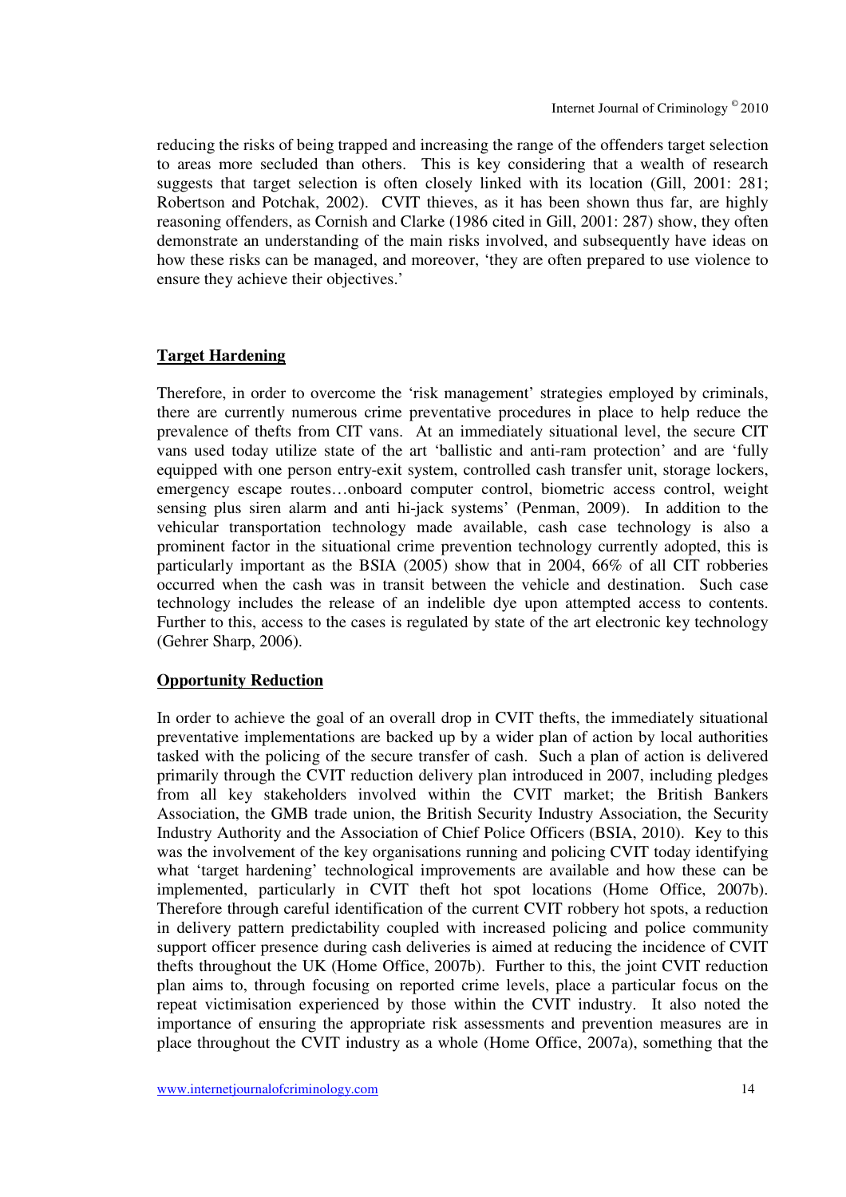reducing the risks of being trapped and increasing the range of the offenders target selection to areas more secluded than others. This is key considering that a wealth of research suggests that target selection is often closely linked with its location (Gill, 2001: 281; Robertson and Potchak, 2002). CVIT thieves, as it has been shown thus far, are highly reasoning offenders, as Cornish and Clarke (1986 cited in Gill, 2001: 287) show, they often demonstrate an understanding of the main risks involved, and subsequently have ideas on how these risks can be managed, and moreover, 'they are often prepared to use violence to ensure they achieve their objectives.'

## Target Hardening

Therefore, in order to overcome the 'risk management' strategies employed by criminals, there are currently numerous crime preventative procedures in place to help reduce the prevalence of thefts from CIT vans. At an immediately situational level, the secure CIT vans used today utilize state of the art 'ballistic and anti-ram protection' and are 'fully equipped with one person entry-exit system, controlled cash transfer unit, storage lockers, emergency escape routes…onboard computer control, biometric access control, weight sensing plus siren alarm and anti hi-jack systems' (Penman, 2009). In addition to the vehicular transportation technology made available, cash case technology is also a prominent factor in the situational crime prevention technology currently adopted, this is particularly important as the BSIA (2005) show that in 2004, 66% of all CIT robberies occurred when the cash was in transit between the vehicle and destination. Such case technology includes the release of an indelible dye upon attempted access to contents. Further to this, access to the cases is regulated by state of the art electronic key technology (Gehrer Sharp, 2006).

## Opportunity Reduction

In order to achieve the goal of an overall drop in CVIT thefts, the immediately situational preventative implementations are backed up by a wider plan of action by local authorities tasked with the policing of the secure transfer of cash. Such a plan of action is delivered primarily through the CVIT reduction delivery plan introduced in 2007, including pledges from all key stakeholders involved within the CVIT market; the British Bankers Association, the GMB trade union, the British Security Industry Association, the Security Industry Authority and the Association of Chief Police Officers (BSIA, 2010). Key to this was the involvement of the key organisations running and policing CVIT today identifying what 'target hardening' technological improvements are available and how these can be implemented, particularly in CVIT theft hot spot locations (Home Office, 2007b). Therefore through careful identification of the current CVIT robbery hot spots, a reduction in delivery pattern predictability coupled with increased policing and police community support officer presence during cash deliveries is aimed at reducing the incidence of CVIT thefts throughout the UK (Home Office, 2007b). Further to this, the joint CVIT reduction plan aims to, through focusing on reported crime levels, place a particular focus on the repeat victimisation experienced by those within the CVIT industry. It also noted the importance of ensuring the appropriate risk assessments and prevention measures are in place throughout the CVIT industry as a whole (Home Office, 2007a), something that the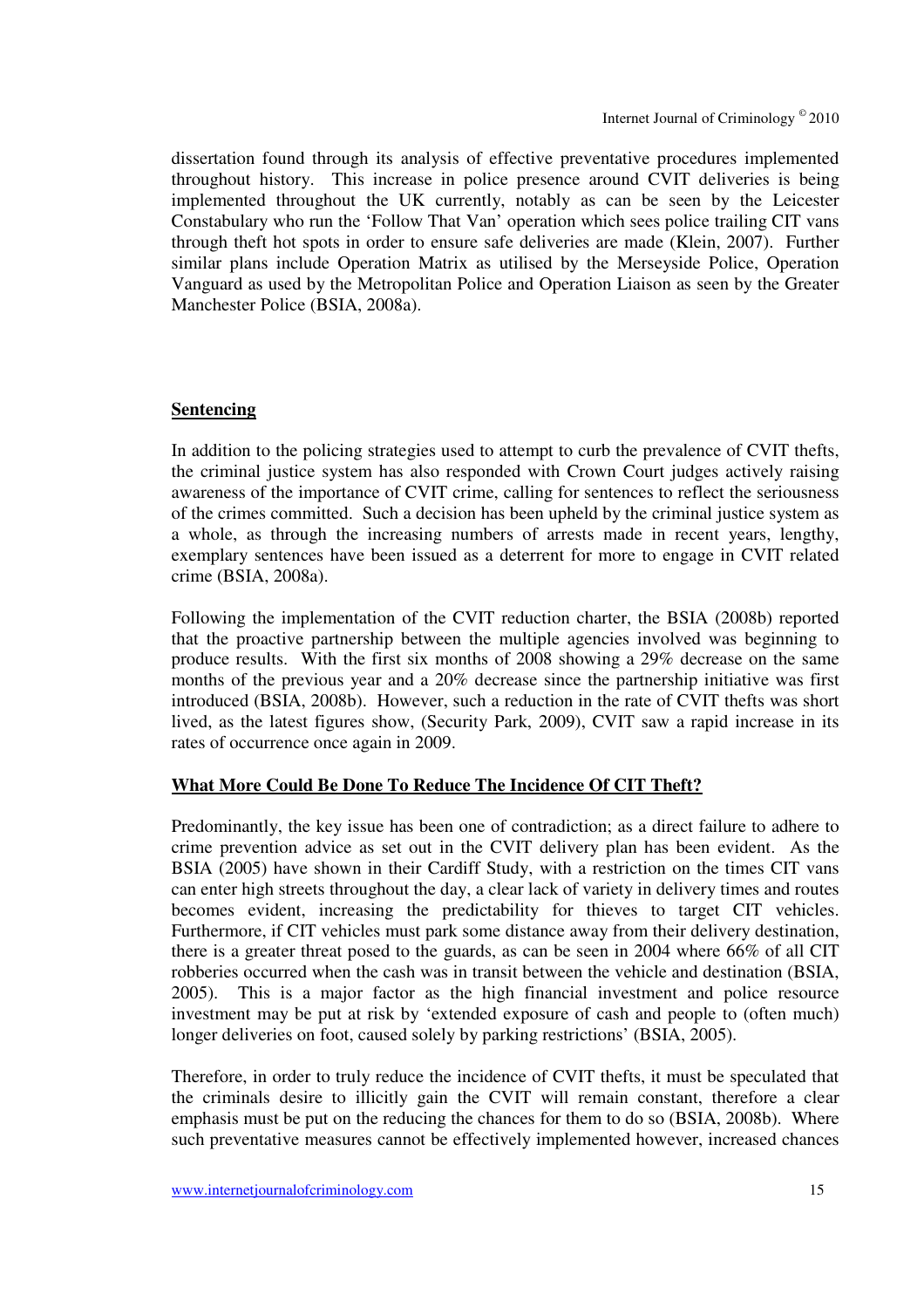dissertation found through its analysis of effective preventative procedures implemented throughout history. This increase in police presence around CVIT deliveries is being implemented throughout the UK currently, notably as can be seen by the Leicester Constabulary who run the 'Follow That Van' operation which sees police trailing CIT vans through theft hot spots in order to ensure safe deliveries are made (Klein, 2007). Further similar plans include Operation Matrix as utilised by the Merseyside Police, Operation Vanguard as used by the Metropolitan Police and Operation Liaison as seen by the Greater Manchester Police (BSIA, 2008a).

## Sentencing

In addition to the policing strategies used to attempt to curb the prevalence of CVIT thefts, the criminal justice system has also responded with Crown Court judges actively raising awareness of the importance of CVIT crime, calling for sentences to reflect the seriousness of the crimes committed. Such a decision has been upheld by the criminal justice system as a whole, as through the increasing numbers of arrests made in recent years, lengthy, exemplary sentences have been issued as a deterrent for more to engage in CVIT related crime (BSIA, 2008a).

Following the implementation of the CVIT reduction charter, the BSIA (2008b) reported that the proactive partnership between the multiple agencies involved was beginning to produce results. With the first six months of 2008 showing a 29% decrease on the same months of the previous year and a 20% decrease since the partnership initiative was first introduced (BSIA, 2008b). However, such a reduction in the rate of CVIT thefts was short lived, as the latest figures show, (Security Park, 2009), CVIT saw a rapid increase in its rates of occurrence once again in 2009.

## What More Could Be Done To Reduce The Incidence Of CIT Theft?

Predominantly, the key issue has been one of contradiction; as a direct failure to adhere to crime prevention advice as set out in the CVIT delivery plan has been evident. As the BSIA (2005) have shown in their Cardiff Study, with a restriction on the times CIT vans can enter high streets throughout the day, a clear lack of variety in delivery times and routes becomes evident, increasing the predictability for thieves to target CIT vehicles. Furthermore, if CIT vehicles must park some distance away from their delivery destination, there is a greater threat posed to the guards, as can be seen in 2004 where 66% of all CIT robberies occurred when the cash was in transit between the vehicle and destination (BSIA, 2005). This is a major factor as the high financial investment and police resource investment may be put at risk by 'extended exposure of cash and people to (often much) longer deliveries on foot, caused solely by parking restrictions' (BSIA, 2005).

Therefore, in order to truly reduce the incidence of CVIT thefts, it must be speculated that the criminals desire to illicitly gain the CVIT will remain constant, therefore a clear emphasis must be put on the reducing the chances for them to do so (BSIA, 2008b). Where such preventative measures cannot be effectively implemented however, increased chances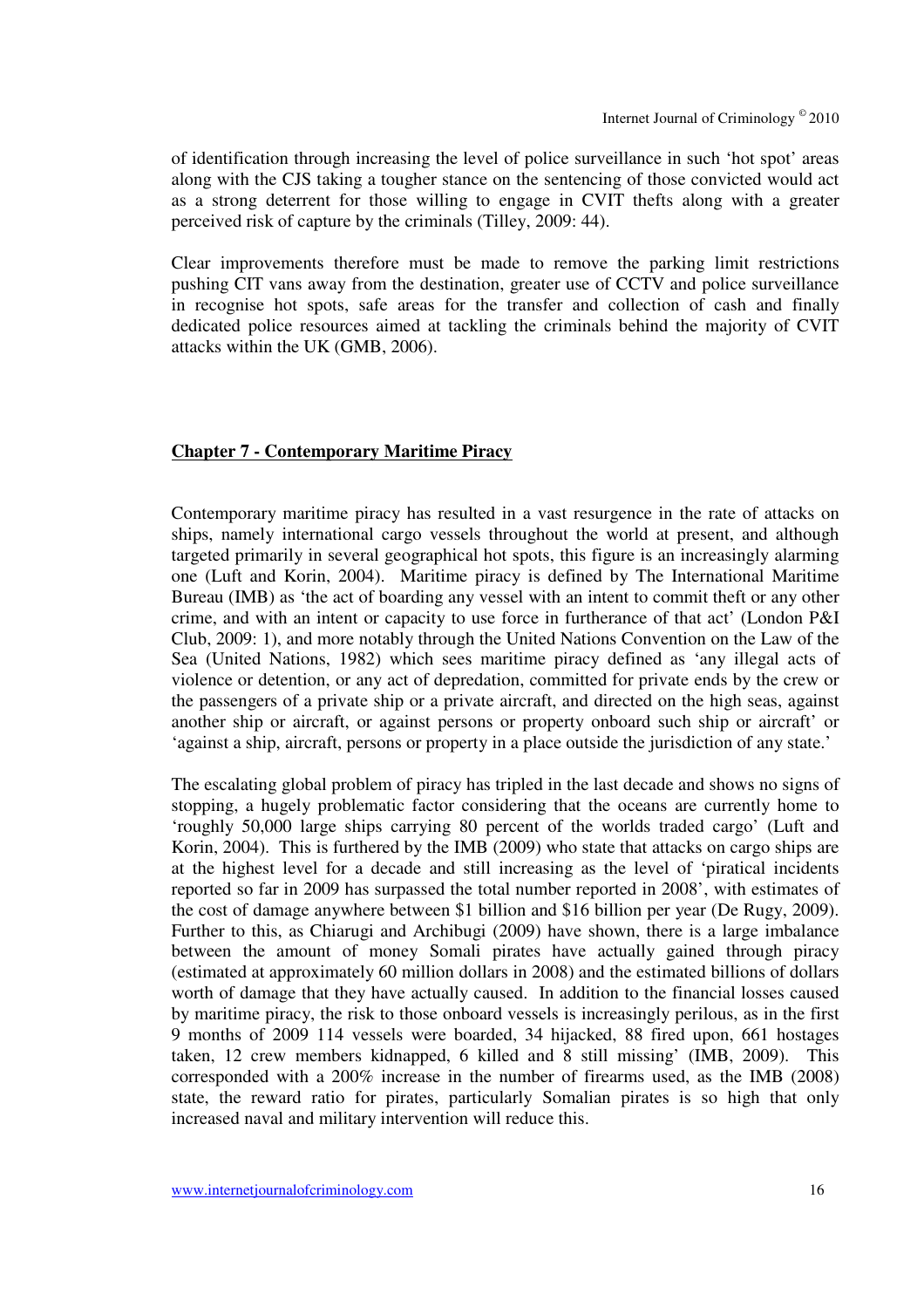of identification through increasing the level of police surveillance in such 'hot spot' areas along with the CJS taking a tougher stance on the sentencing of those convicted would act as a strong deterrent for those willing to engage in CVIT thefts along with a greater perceived risk of capture by the criminals (Tilley, 2009: 44).

Clear improvements therefore must be made to remove the parking limit restrictions pushing CIT vans away from the destination, greater use of CCTV and police surveillance in recognise hot spots, safe areas for the transfer and collection of cash and finally dedicated police resources aimed at tackling the criminals behind the majority of CVIT attacks within the UK (GMB, 2006).

## Chapter 7 - Contemporary Maritime Piracy

Contemporary maritime piracy has resulted in a vast resurgence in the rate of attacks on ships, namely international cargo vessels throughout the world at present, and although targeted primarily in several geographical hot spots, this figure is an increasingly alarming one (Luft and Korin, 2004). Maritime piracy is defined by The International Maritime Bureau (IMB) as 'the act of boarding any vessel with an intent to commit theft or any other crime, and with an intent or capacity to use force in furtherance of that act' (London P&I Club, 2009: 1), and more notably through the United Nations Convention on the Law of the Sea (United Nations, 1982) which sees maritime piracy defined as 'any illegal acts of violence or detention, or any act of depredation, committed for private ends by the crew or the passengers of a private ship or a private aircraft, and directed on the high seas, against another ship or aircraft, or against persons or property onboard such ship or aircraft' or 'against a ship, aircraft, persons or property in a place outside the jurisdiction of any state.'

The escalating global problem of piracy has tripled in the last decade and shows no signs of stopping, a hugely problematic factor considering that the oceans are currently home to 'roughly 50,000 large ships carrying 80 percent of the worlds traded cargo' (Luft and Korin, 2004). This is furthered by the IMB (2009) who state that attacks on cargo ships are at the highest level for a decade and still increasing as the level of 'piratical incidents reported so far in 2009 has surpassed the total number reported in 2008', with estimates of the cost of damage anywhere between $1 billion and $16 billion per year (De Rugy, 2009). Further to this, as Chiarugi and Archibugi (2009) have shown, there is a large imbalance between the amount of money Somali pirates have actually gained through piracy (estimated at approximately 60 million dollars in 2008) and the estimated billions of dollars worth of damage that they have actually caused. In addition to the financial losses caused by maritime piracy, the risk to those onboard vessels is increasingly perilous, as in the first 9 months of 2009 114 vessels were boarded, 34 hijacked, 88 fired upon, 661 hostages taken, 12 crew members kidnapped, 6 killed and 8 still missing' (IMB, 2009). This corresponded with a 200% increase in the number of firearms used, as the IMB (2008) state, the reward ratio for pirates, particularly Somalian pirates is so high that only increased naval and military intervention will reduce this.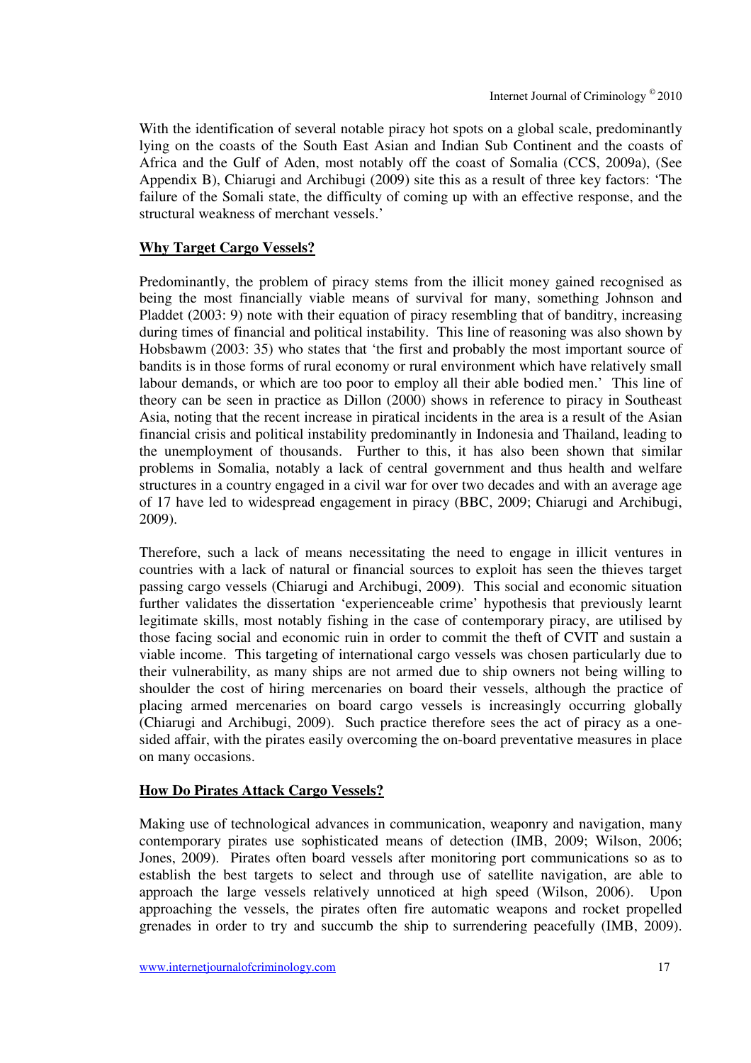With the identification of several notable piracy hot spots on a global scale, predominantly lying on the coasts of the South East Asian and Indian Sub Continent and the coasts of Africa and the Gulf of Aden, most notably off the coast of Somalia (CCS, 2009a), (See Appendix B), Chiarugi and Archibugi (2009) site this as a result of three key factors: 'The failure of the Somali state, the difficulty of coming up with an effective response, and the structural weakness of merchant vessels.'

## Why Target Cargo Vessels?

Predominantly, the problem of piracy stems from the illicit money gained recognised as being the most financially viable means of survival for many, something Johnson and Pladdet (2003: 9) note with their equation of piracy resembling that of banditry, increasing during times of financial and political instability. This line of reasoning was also shown by Hobsbawm (2003: 35) who states that 'the first and probably the most important source of bandits is in those forms of rural economy or rural environment which have relatively small labour demands, or which are too poor to employ all their able bodied men.' This line of theory can be seen in practice as Dillon (2000) shows in reference to piracy in Southeast Asia, noting that the recent increase in piratical incidents in the area is a result of the Asian financial crisis and political instability predominantly in Indonesia and Thailand, leading to the unemployment of thousands. Further to this, it has also been shown that similar problems in Somalia, notably a lack of central government and thus health and welfare structures in a country engaged in a civil war for over two decades and with an average age of 17 have led to widespread engagement in piracy (BBC, 2009; Chiarugi and Archibugi, 2009).

Therefore, such a lack of means necessitating the need to engage in illicit ventures in countries with a lack of natural or financial sources to exploit has seen the thieves target passing cargo vessels (Chiarugi and Archibugi, 2009). This social and economic situation further validates the dissertation 'experienceable crime' hypothesis that previously learnt legitimate skills, most notably fishing in the case of contemporary piracy, are utilised by those facing social and economic ruin in order to commit the theft of CVIT and sustain a viable income. This targeting of international cargo vessels was chosen particularly due to their vulnerability, as many ships are not armed due to ship owners not being willing to shoulder the cost of hiring mercenaries on board their vessels, although the practice of placing armed mercenaries on board cargo vessels is increasingly occurring globally (Chiarugi and Archibugi, 2009). Such practice therefore sees the act of piracy as a one-sided affair, with the pirates easily overcoming the on-board preventative measures in place on many occasions.

## How Do Pirates Attack Cargo Vessels?

Making use of technological advances in communication, weaponry and navigation, many contemporary pirates use sophisticated means of detection (IMB, 2009; Wilson, 2006; Jones, 2009). Pirates often board vessels after monitoring port communications so as to establish the best targets to select and through use of satellite navigation, are able to approach the large vessels relatively unnoticed at high speed (Wilson, 2006). Upon approaching the vessels, the pirates often fire automatic weapons and rocket propelled grenades in order to try and succumb the ship to surrendering peacefully (IMB, 2009).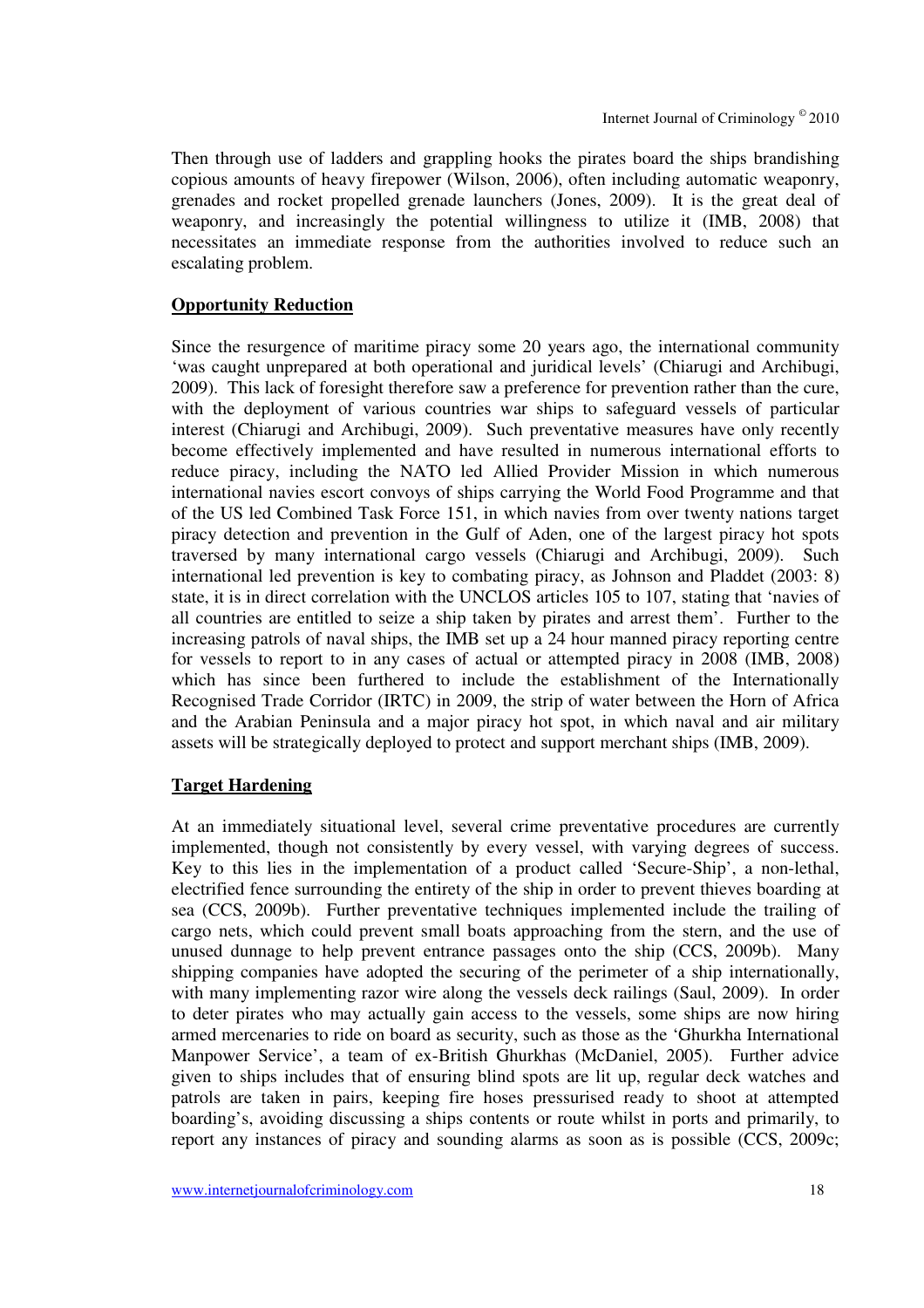Then through use of ladders and grappling hooks the pirates board the ships brandishing copious amounts of heavy firepower (Wilson, 2006), often including automatic weaponry, grenades and rocket propelled grenade launchers (Jones, 2009). It is the great deal of weaponry, and increasingly the potential willingness to utilize it (IMB, 2008) that necessitates an immediate response from the authorities involved to reduce such an escalating problem.

## Opportunity Reduction

Since the resurgence of maritime piracy some 20 years ago, the international community 'was caught unprepared at both operational and juridical levels' (Chiarugi and Archibugi, 2009). This lack of foresight therefore saw a preference for prevention rather than the cure, with the deployment of various countries war ships to safeguard vessels of particular interest (Chiarugi and Archibugi, 2009). Such preventative measures have only recently become effectively implemented and have resulted in numerous international efforts to reduce piracy, including the NATO led Allied Provider Mission in which numerous international navies escort convoys of ships carrying the World Food Programme and that of the US led Combined Task Force 151, in which navies from over twenty nations target piracy detection and prevention in the Gulf of Aden, one of the largest piracy hot spots traversed by many international cargo vessels (Chiarugi and Archibugi, 2009). Such international led prevention is key to combating piracy, as Johnson and Pladdet (2003: 8) state, it is in direct correlation with the UNCLOS articles 105 to 107, stating that 'navies of all countries are entitled to seize a ship taken by pirates and arrest them'. Further to the increasing patrols of naval ships, the IMB set up a 24 hour manned piracy reporting centre for vessels to report to in any cases of actual or attempted piracy in 2008 (IMB, 2008) which has since been furthered to include the establishment of the Internationally Recognised Trade Corridor (IRTC) in 2009, the strip of water between the Horn of Africa and the Arabian Peninsula and a major piracy hot spot, in which naval and air military assets will be strategically deployed to protect and support merchant ships (IMB, 2009).

## Target Hardening

At an immediately situational level, several crime preventative procedures are currently implemented, though not consistently by every vessel, with varying degrees of success. Key to this lies in the implementation of a product called 'Secure-Ship', a non-lethal, electrified fence surrounding the entirety of the ship in order to prevent thieves boarding at sea (CCS, 2009b). Further preventative techniques implemented include the trailing of cargo nets, which could prevent small boats approaching from the stern, and the use of unused dunnage to help prevent entrance passages onto the ship (CCS, 2009b). Many shipping companies have adopted the securing of the perimeter of a ship internationally, with many implementing razor wire along the vessels deck railings (Saul, 2009). In order to deter pirates who may actually gain access to the vessels, some ships are now hiring armed mercenaries to ride on board as security, such as those as the 'Ghurkha International Manpower Service', a team of ex-British Ghurkhas (McDaniel, 2005). Further advice given to ships includes that of ensuring blind spots are lit up, regular deck watches and patrols are taken in pairs, keeping fire hoses pressurised ready to shoot at attempted boarding's, avoiding discussing a ships contents or route whilst in ports and primarily, to report any instances of piracy and sounding alarms as soon as is possible (CCS, 2009c;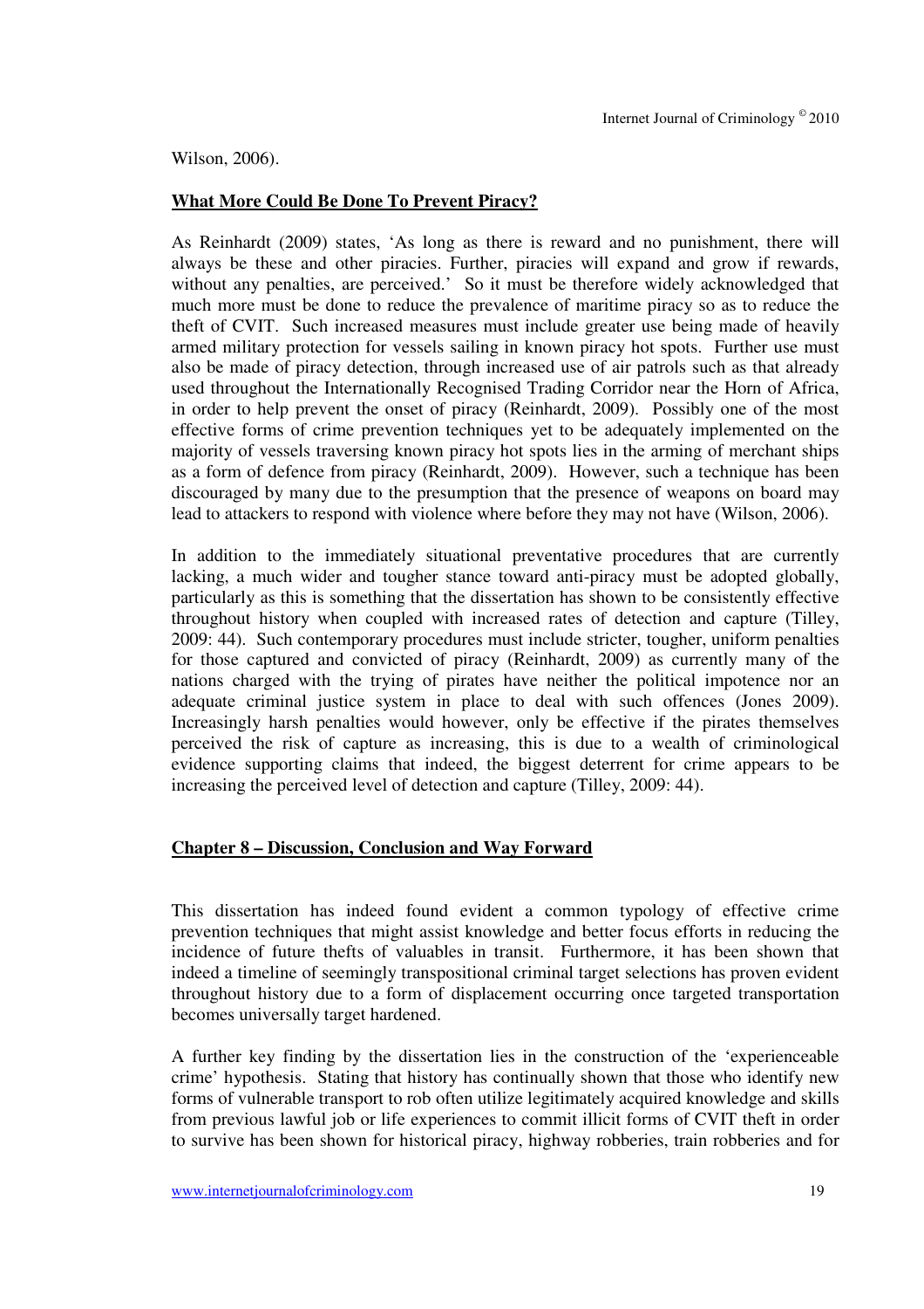Wilson, 2006).

**What More Could Be Done To Prevent Piracy?**

As Reinhardt (2009) states, 'As long as there is reward and no punishment, there will always be these and other piracies. Further, piracies will expand and grow if rewards, without any penalties, are perceived.' So it must be therefore widely acknowledged that much more must be done to reduce the prevalence of maritime piracy so as to reduce the theft of CVIT. Such increased measures must include greater use being made of heavily armed military protection for vessels sailing in known piracy hot spots. Further use must also be made of piracy detection, through increased use of air patrols such as that already used throughout the Internationally Recognised Trading Corridor near the Horn of Africa, in order to help prevent the onset of piracy (Reinhardt, 2009). Possibly one of the most effective forms of crime prevention techniques yet to be adequately implemented on the majority of vessels traversing known piracy hot spots lies in the arming of merchant ships as a form of defence from piracy (Reinhardt, 2009). However, such a technique has been discouraged by many due to the presumption that the presence of weapons on board may lead to attackers to respond with violence where before they may not have (Wilson, 2006).

In addition to the immediately situational preventative procedures that are currently lacking, a much wider and tougher stance toward anti-piracy must be adopted globally, particularly as this is something that the dissertation has shown to be consistently effective throughout history when coupled with increased rates of detection and capture (Tilley, 2009: 44). Such contemporary procedures must include stricter, tougher, uniform penalties for those captured and convicted of piracy (Reinhardt, 2009) as currently many of the nations charged with the trying of pirates have neither the political impotence nor an adequate criminal justice system in place to deal with such offences (Jones 2009). Increasingly harsh penalties would however, only be effective if the pirates themselves perceived the risk of capture as increasing, this is due to a wealth of criminological evidence supporting claims that indeed, the biggest deterrent for crime appears to be increasing the perceived level of detection and capture (Tilley, 2009: 44).

## Chapter 8 – Discussion, Conclusion and Way Forward

This dissertation has indeed found evident a common typology of effective crime prevention techniques that might assist knowledge and better focus efforts in reducing the incidence of future thefts of valuables in transit. Furthermore, it has been shown that indeed a timeline of seemingly transpositional criminal target selections has proven evident throughout history due to a form of displacement occurring once targeted transportation becomes universally target hardened.

A further key finding by the dissertation lies in the construction of the 'experienceable crime' hypothesis. Stating that history has continually shown that those who identify new forms of vulnerable transport to rob often utilize legitimately acquired knowledge and skills from previous lawful job or life experiences to commit illicit forms of CVIT theft in order to survive has been shown for historical piracy, highway robberies, train robberies and for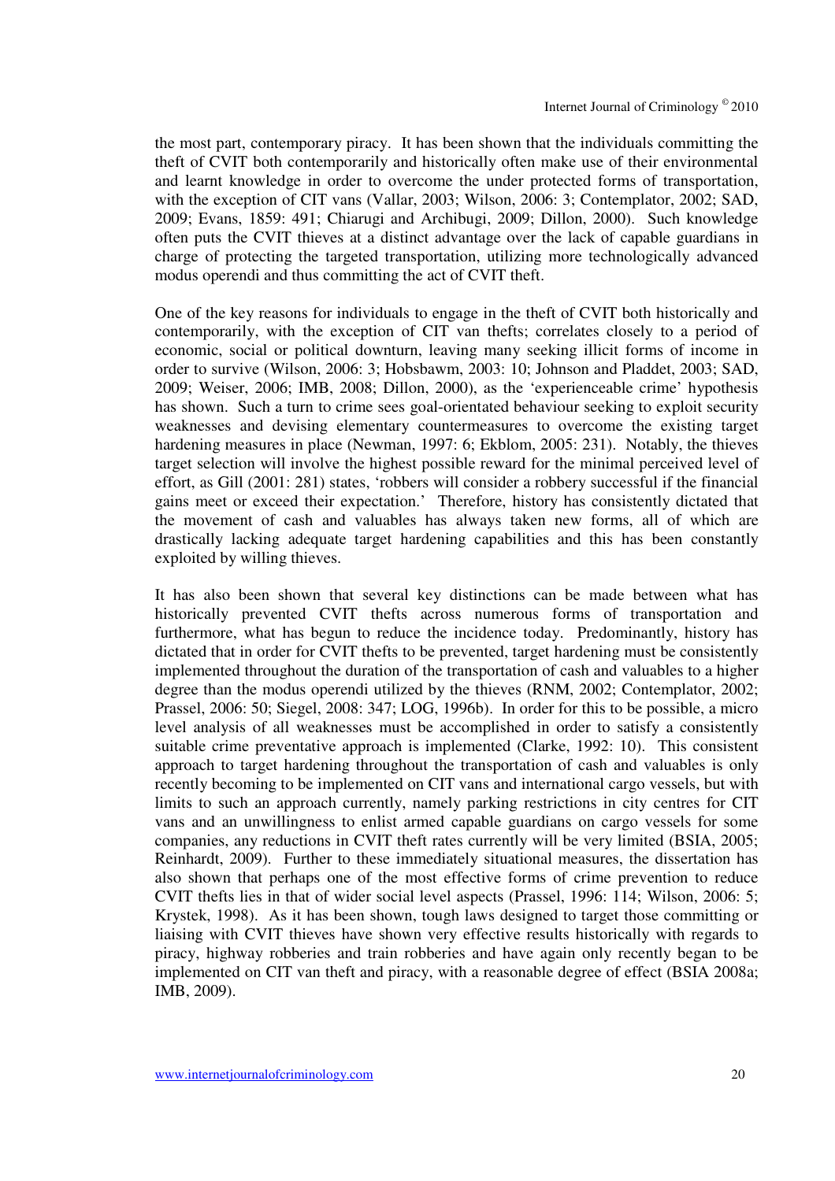the most part, contemporary piracy. It has been shown that the individuals committing the theft of CVIT both contemporarily and historically often make use of their environmental and learnt knowledge in order to overcome the under protected forms of transportation, with the exception of CIT vans (Vallar, 2003; Wilson, 2006: 3; Contemplator, 2002; SAD, 2009; Evans, 1859: 491; Chiarugi and Archibugi, 2009; Dillon, 2000). Such knowledge often puts the CVIT thieves at a distinct advantage over the lack of capable guardians in charge of protecting the targeted transportation, utilizing more technologically advanced modus operendi and thus committing the act of CVIT theft.

One of the key reasons for individuals to engage in the theft of CVIT both historically and contemporarily, with the exception of CIT van thefts; correlates closely to a period of economic, social or political downturn, leaving many seeking illicit forms of income in order to survive (Wilson, 2006: 3; Hobsbawm, 2003: 10; Johnson and Pladdet, 2003; SAD, 2009; Weiser, 2006; IMB, 2008; Dillon, 2000), as the 'experienceable crime' hypothesis has shown. Such a turn to crime sees goal-orientated behaviour seeking to exploit security weaknesses and devising elementary countermeasures to overcome the existing target hardening measures in place (Newman, 1997: 6; Ekblom, 2005: 231). Notably, the thieves target selection will involve the highest possible reward for the minimal perceived level of effort, as Gill (2001: 281) states, 'robbers will consider a robbery successful if the financial gains meet or exceed their expectation.' Therefore, history has consistently dictated that the movement of cash and valuables has always taken new forms, all of which are drastically lacking adequate target hardening capabilities and this has been constantly exploited by willing thieves.

It has also been shown that several key distinctions can be made between what has historically prevented CVIT thefts across numerous forms of transportation and furthermore, what has begun to reduce the incidence today. Predominantly, history has dictated that in order for CVIT thefts to be prevented, target hardening must be consistently implemented throughout the duration of the transportation of cash and valuables to a higher degree than the modus operendi utilized by the thieves (RNM, 2002; Contemplator, 2002; Prassel, 2006: 50; Siegel, 2008: 347; LOG, 1996b). In order for this to be possible, a micro level analysis of all weaknesses must be accomplished in order to satisfy a consistently suitable crime preventative approach is implemented (Clarke, 1992: 10). This consistent approach to target hardening throughout the transportation of cash and valuables is only recently becoming to be implemented on CIT vans and international cargo vessels, but with limits to such an approach currently, namely parking restrictions in city centres for CIT vans and an unwillingness to enlist armed capable guardians on cargo vessels for some companies, any reductions in CVIT theft rates currently will be very limited (BSIA, 2005; Reinhardt, 2009). Further to these immediately situational measures, the dissertation has also shown that perhaps one of the most effective forms of crime prevention to reduce CVIT thefts lies in that of wider social level aspects (Prassel, 1996: 114; Wilson, 2006: 5; Krystek, 1998). As it has been shown, tough laws designed to target those committing or liaising with CVIT thieves have shown very effective results historically with regards to piracy, highway robberies and train robberies and have again only recently began to be implemented on CIT van theft and piracy, with a reasonable degree of effect (BSIA 2008a; IMB, 2009).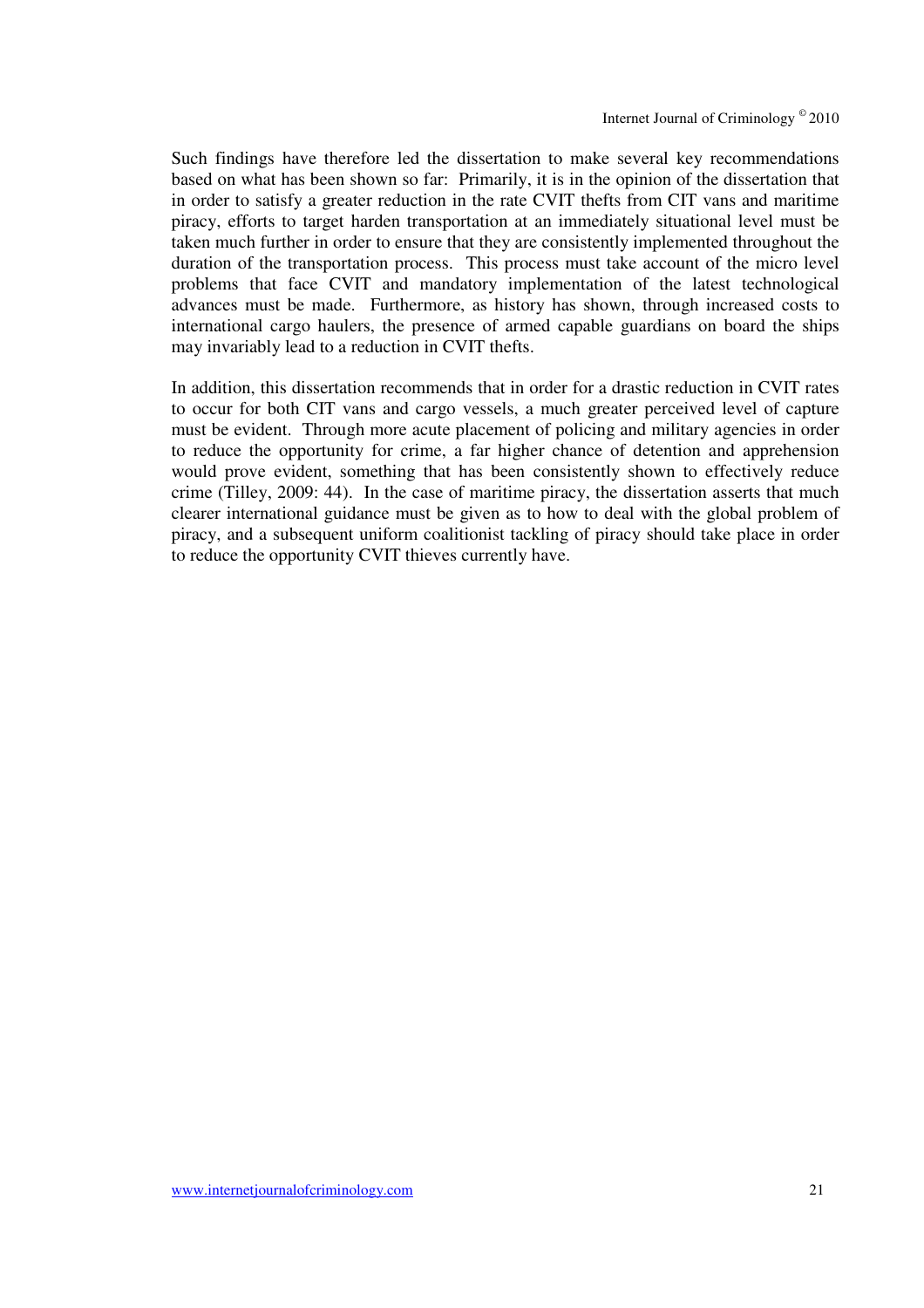Such findings have therefore led the dissertation to make several key recommendations based on what has been shown so far: Primarily, it is in the opinion of the dissertation that in order to satisfy a greater reduction in the rate CVIT thefts from CIT vans and maritime piracy, efforts to target harden transportation at an immediately situational level must be taken much further in order to ensure that they are consistently implemented throughout the duration of the transportation process. This process must take account of the micro level problems that face CVIT and mandatory implementation of the latest technological advances must be made. Furthermore, as history has shown, through increased costs to international cargo haulers, the presence of armed capable guardians on board the ships may invariably lead to a reduction in CVIT thefts.

In addition, this dissertation recommends that in order for a drastic reduction in CVIT rates to occur for both CIT vans and cargo vessels, a much greater perceived level of capture must be evident. Through more acute placement of policing and military agencies in order to reduce the opportunity for crime, a far higher chance of detention and apprehension would prove evident, something that has been consistently shown to effectively reduce crime (Tilley, 2009: 44). In the case of maritime piracy, the dissertation asserts that much clearer international guidance must be given as to how to deal with the global problem of piracy, and a subsequent uniform coalitionist tackling of piracy should take place in order to reduce the opportunity CVIT thieves currently have.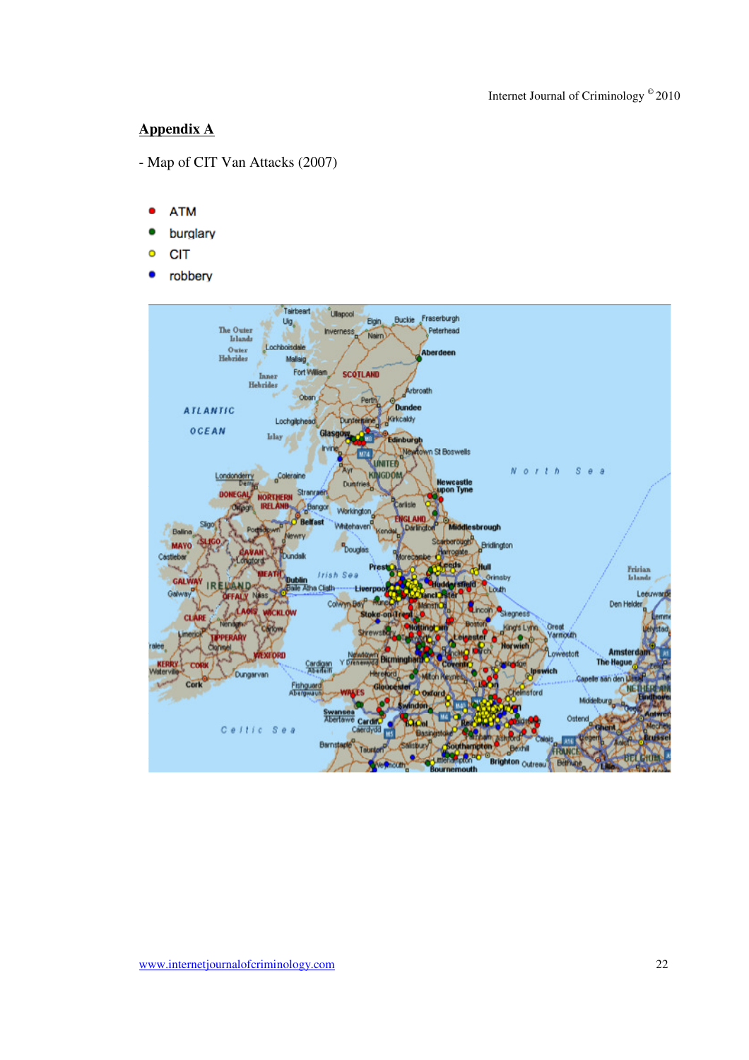## Appendix A

- Map of CIT Van Attacks (2007)

- ATM
- burglary
- CIT
- robbery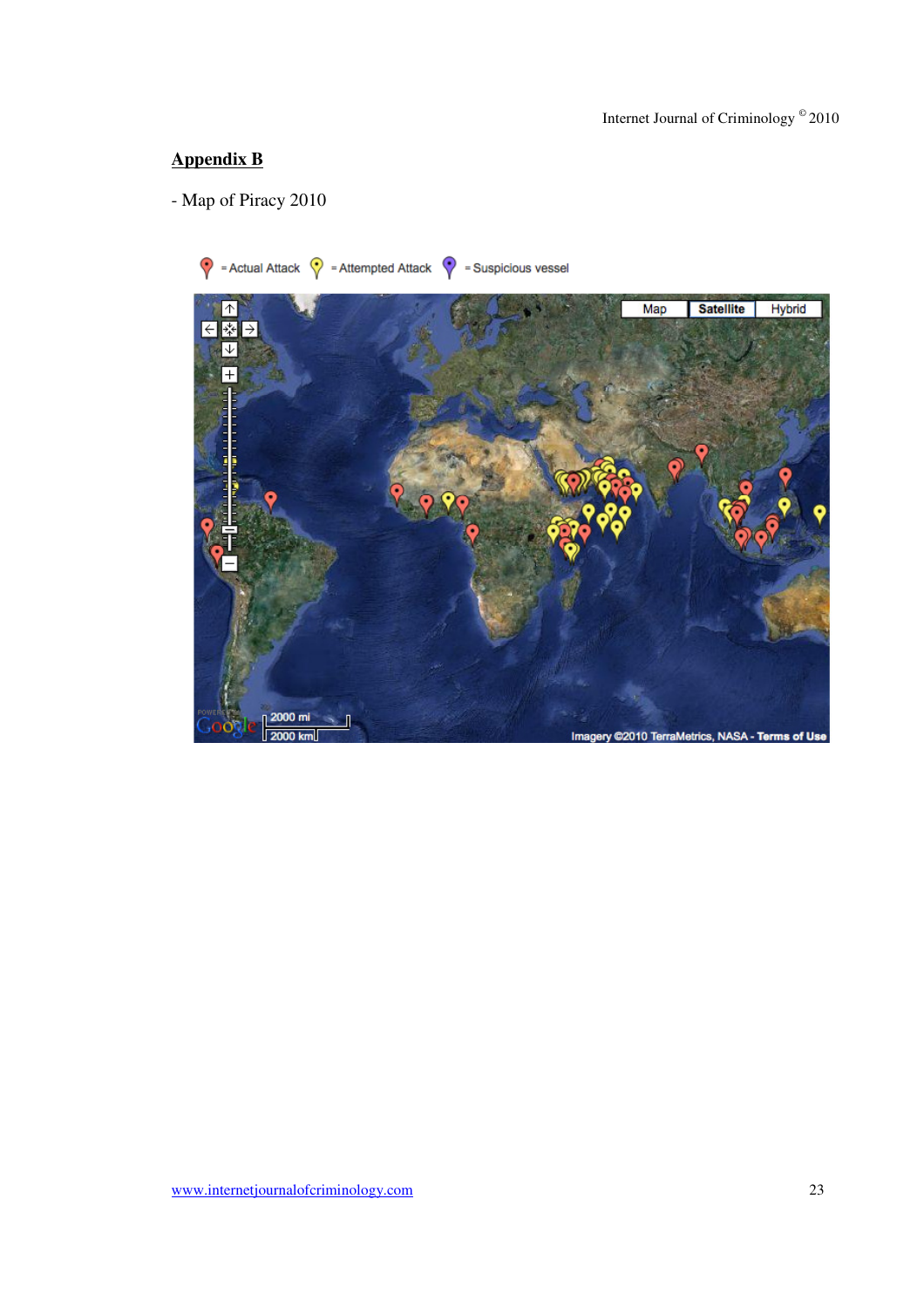## Appendix B

- Map of Piracy 2010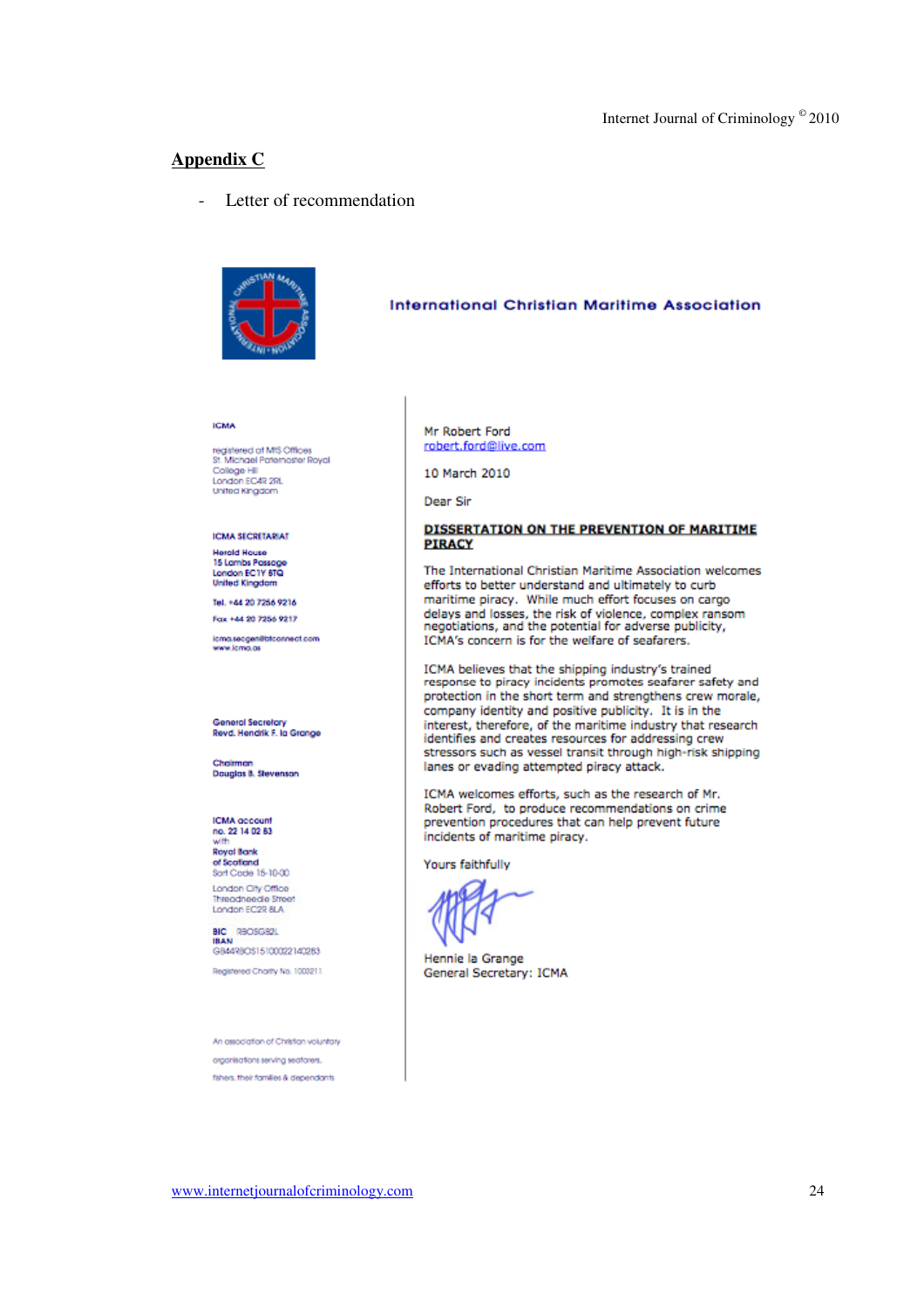## Appendix C

- Letter of recommendation

**International Christian Maritime Association**

**ICMA**

registered at MIS Offices
St. Michael Paternoster Royal
College Hill
London EC4R 2RL
United Kingdom

**ICMA SECRETARIAT**

**Herald House**
**15 Lambs Passage**
**London EC1Y 8TQ**
**United Kingdom**

**Tel. +44 20 7256 9216**

**Fax +44 20 7256 9217**

icma.secgen@btconnect.com
www.icma.as

**General Secretary**
**Revd. Hendrik F. la Grange**

**Chairman**
**Douglas B. Stevenson**

**ICMA account**
**no. 22 14 02 83**
with
**Royal Bank**
**of Scotland**
Sort Code 15-10-00
London City Office
Threadneedle Street
London EC2R 8LA

**BIC** RBOSGB2L
**IBAN**
GB44RBOS15100022140283

Registered Charity No. 1003211

An association of Christian voluntary organisations serving seafarers, fishers, their families & dependants

Mr Robert Ford
robert.ford@live.com

10 March 2010

Dear Sir

**DISSERTATION ON THE PREVENTION OF MARITIME PIRACY**

The International Christian Maritime Association welcomes efforts to better understand and ultimately to curb maritime piracy. While much effort focuses on cargo delays and losses, the risk of violence, complex ransom negotiations, and the potential for adverse publicity, ICMA's concern is for the welfare of seafarers.

ICMA believes that the shipping industry's trained response to piracy incidents promotes seafarer safety and protection in the short term and strengthens crew morale, company identity and positive publicity. It is in the interest, therefore, of the maritime industry that research identifies and creates resources for addressing crew stressors such as vessel transit through high-risk shipping lanes or evading attempted piracy attack.

ICMA welcomes efforts, such as the research of Mr. Robert Ford, to produce recommendations on crime prevention procedures that can help prevent future incidents of maritime piracy.

Yours faithfully

Hennie la Grange
General Secretary: ICMA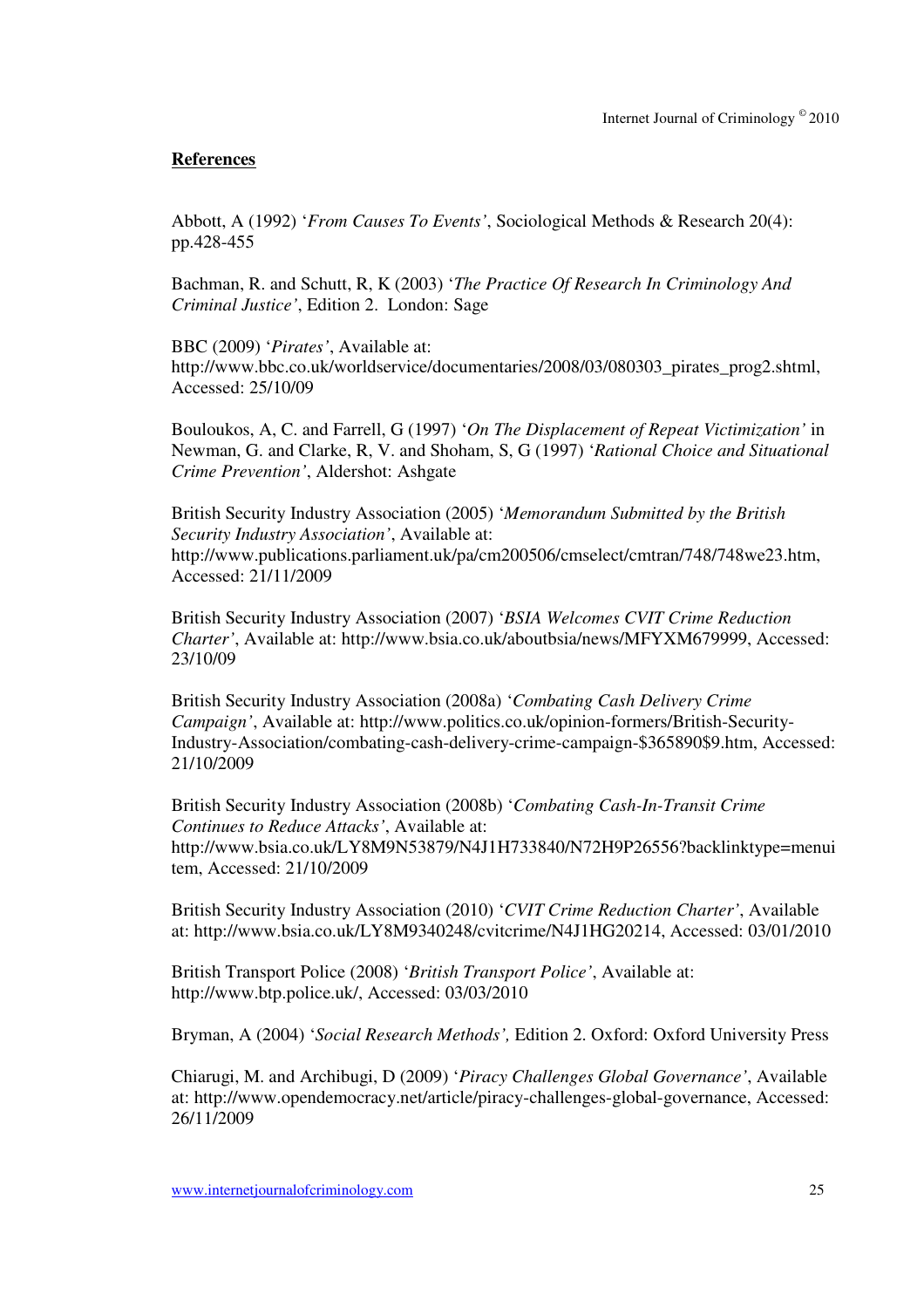## References

Abbott, A (1992) '*From Causes To Events'*, Sociological Methods & Research 20(4): pp.428-455

Bachman, R. and Schutt, R, K (2003) '*The Practice Of Research In Criminology And Criminal Justice'*, Edition 2. London: Sage

BBC (2009) '*Pirates'*, Available at: http://www.bbc.co.uk/worldservice/documentaries/2008/03/080303_pirates_prog2.shtml, Accessed: 25/10/09

Bouloukos, A, C. and Farrell, G (1997) '*On The Displacement of Repeat Victimization'* in Newman, G. and Clarke, R, V. and Shoham, S, G (1997) '*Rational Choice and Situational Crime Prevention'*, Aldershot: Ashgate

British Security Industry Association (2005) '*Memorandum Submitted by the British Security Industry Association'*, Available at: http://www.publications.parliament.uk/pa/cm200506/cmselect/cmtran/748/748we23.htm, Accessed: 21/11/2009

British Security Industry Association (2007) '*BSIA Welcomes CVIT Crime Reduction Charter'*, Available at: http://www.bsia.co.uk/aboutbsia/news/MFYXM679999, Accessed: 23/10/09

British Security Industry Association (2008a) '*Combating Cash Delivery Crime Campaign'*, Available at: http://www.politics.co.uk/opinion-formers/British-Security-Industry-Association/combating-cash-delivery-crime-campaign-$365890$9.htm, Accessed: 21/10/2009

British Security Industry Association (2008b) '*Combating Cash-In-Transit Crime Continues to Reduce Attacks'*, Available at: http://www.bsia.co.uk/LY8M9N53879/N4J1H733840/N72H9P26556?backlinktype=menuitem, Accessed: 21/10/2009

British Security Industry Association (2010) '*CVIT Crime Reduction Charter'*, Available at: http://www.bsia.co.uk/LY8M9340248/cvitcrime/N4J1HG20214, Accessed: 03/01/2010

British Transport Police (2008) '*British Transport Police'*, Available at: http://www.btp.police.uk/, Accessed: 03/03/2010

Bryman, A (2004) '*Social Research Methods',* Edition 2. Oxford: Oxford University Press

Chiarugi, M. and Archibugi, D (2009) '*Piracy Challenges Global Governance'*, Available at: http://www.opendemocracy.net/article/piracy-challenges-global-governance, Accessed: 26/11/2009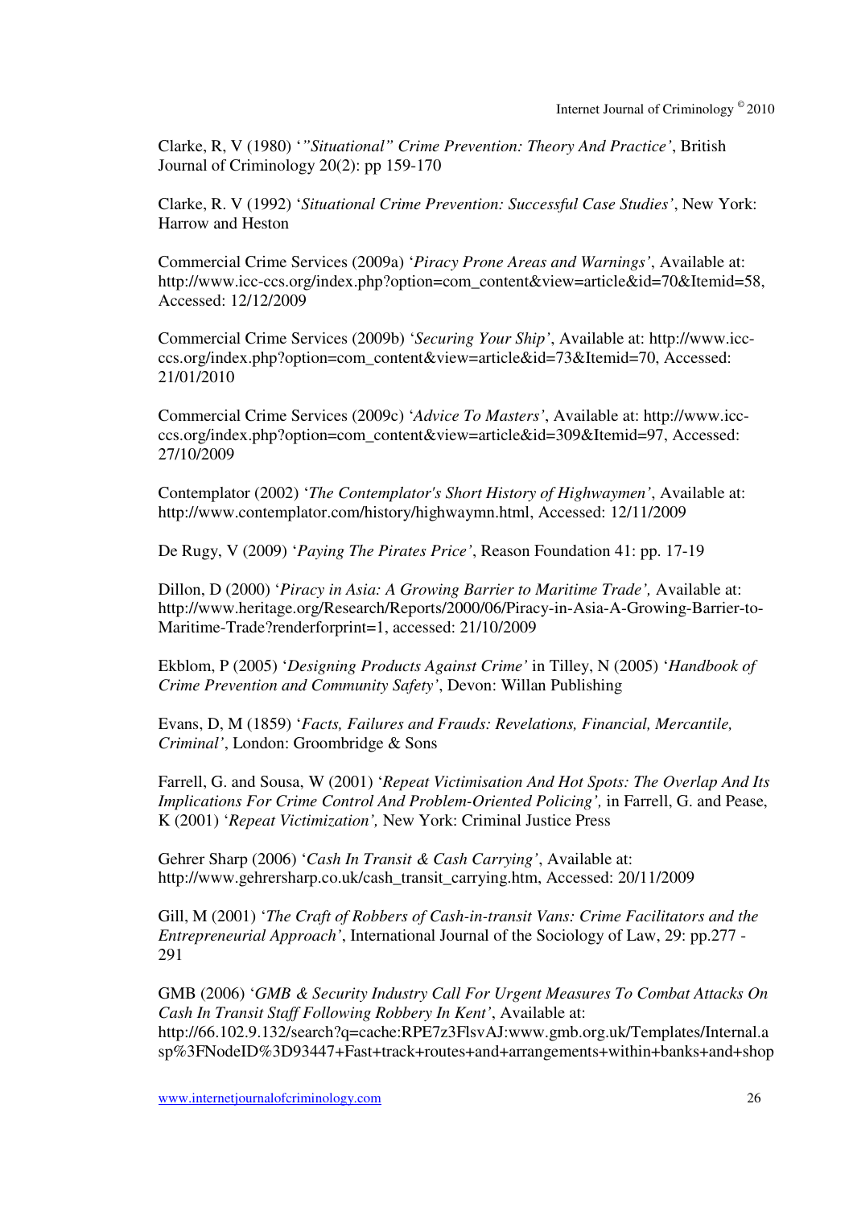Clarke, R, V (1980) '*"Situational" Crime Prevention: Theory And Practice'*, British Journal of Criminology 20(2): pp 159-170

Clarke, R. V (1992) '*Situational Crime Prevention: Successful Case Studies'*, New York: Harrow and Heston

Commercial Crime Services (2009a) '*Piracy Prone Areas and Warnings'*, Available at: http://www.icc-ccs.org/index.php?option=com_content&view=article&id=70&Itemid=58, Accessed: 12/12/2009

Commercial Crime Services (2009b) '*Securing Your Ship'*, Available at: http://www.icc-ccs.org/index.php?option=com_content&view=article&id=73&Itemid=70, Accessed: 21/01/2010

Commercial Crime Services (2009c) '*Advice To Masters'*, Available at: http://www.icc-ccs.org/index.php?option=com_content&view=article&id=309&Itemid=97, Accessed: 27/10/2009

Contemplator (2002) '*The Contemplator's Short History of Highwaymen'*, Available at: http://www.contemplator.com/history/highwaymn.html, Accessed: 12/11/2009

De Rugy, V (2009) '*Paying The Pirates Price'*, Reason Foundation 41: pp. 17-19

Dillon, D (2000) '*Piracy in Asia: A Growing Barrier to Maritime Trade',* Available at: http://www.heritage.org/Research/Reports/2000/06/Piracy-in-Asia-A-Growing-Barrier-to-Maritime-Trade?renderforprint=1, accessed: 21/10/2009

Ekblom, P (2005) '*Designing Products Against Crime'* in Tilley, N (2005) '*Handbook of Crime Prevention and Community Safety'*, Devon: Willan Publishing

Evans, D, M (1859) '*Facts, Failures and Frauds: Revelations, Financial, Mercantile, Criminal'*, London: Groombridge & Sons

Farrell, G. and Sousa, W (2001) '*Repeat Victimisation And Hot Spots: The Overlap And Its Implications For Crime Control And Problem-Oriented Policing',* in Farrell, G. and Pease, K (2001) '*Repeat Victimization',* New York: Criminal Justice Press

Gehrer Sharp (2006) '*Cash In Transit & Cash Carrying'*, Available at: http://www.gehrersharp.co.uk/cash_transit_carrying.htm, Accessed: 20/11/2009

Gill, M (2001) '*The Craft of Robbers of Cash-in-transit Vans: Crime Facilitators and the Entrepreneurial Approach'*, International Journal of the Sociology of Law, 29: pp.277 - 291

GMB (2006) '*GMB & Security Industry Call For Urgent Measures To Combat Attacks On Cash In Transit Staff Following Robbery In Kent'*, Available at: http://66.102.9.132/search?q=cache:RPE7z3FlsvAJ:www.gmb.org.uk/Templates/Internal.asp%3FNodeID%3D93447+Fast+track+routes+and+arrangements+within+banks+and+shop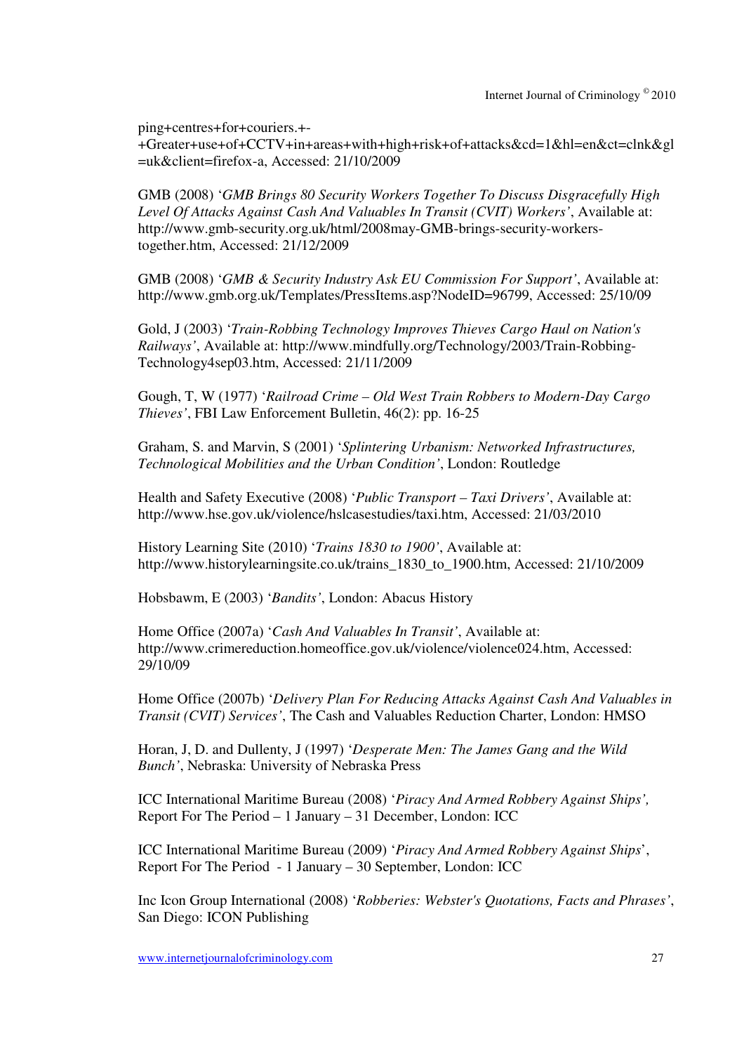ping+centres+for+couriers.+-+Greater+use+of+CCTV+in+areas+with+high+risk+of+attacks&cd=1&hl=en&ct=clnk&gl=uk&client=firefox-a, Accessed: 21/10/2009

GMB (2008) '*GMB Brings 80 Security Workers Together To Discuss Disgracefully High Level Of Attacks Against Cash And Valuables In Transit (CVIT) Workers'*, Available at: http://www.gmb-security.org.uk/html/2008may-GMB-brings-security-workers-together.htm, Accessed: 21/12/2009

GMB (2008) '*GMB & Security Industry Ask EU Commission For Support'*, Available at: http://www.gmb.org.uk/Templates/PressItems.asp?NodeID=96799, Accessed: 25/10/09

Gold, J (2003) '*Train-Robbing Technology Improves Thieves Cargo Haul on Nation's Railways'*, Available at: http://www.mindfully.org/Technology/2003/Train-Robbing-Technology4sep03.htm, Accessed: 21/11/2009

Gough, T, W (1977) '*Railroad Crime – Old West Train Robbers to Modern-Day Cargo Thieves'*, FBI Law Enforcement Bulletin, 46(2): pp. 16-25

Graham, S. and Marvin, S (2001) '*Splintering Urbanism: Networked Infrastructures, Technological Mobilities and the Urban Condition'*, London: Routledge

Health and Safety Executive (2008) '*Public Transport – Taxi Drivers'*, Available at: http://www.hse.gov.uk/violence/hslcasestudies/taxi.htm, Accessed: 21/03/2010

History Learning Site (2010) '*Trains 1830 to 1900'*, Available at: http://www.historylearningsite.co.uk/trains_1830_to_1900.htm, Accessed: 21/10/2009

Hobsbawm, E (2003) '*Bandits'*, London: Abacus History

Home Office (2007a) '*Cash And Valuables In Transit'*, Available at: http://www.crimereduction.homeoffice.gov.uk/violence/violence024.htm, Accessed: 29/10/09

Home Office (2007b) '*Delivery Plan For Reducing Attacks Against Cash And Valuables in Transit (CVIT) Services'*, The Cash and Valuables Reduction Charter, London: HMSO

Horan, J, D. and Dullenty, J (1997) '*Desperate Men: The James Gang and the Wild Bunch'*, Nebraska: University of Nebraska Press

ICC International Maritime Bureau (2008) '*Piracy And Armed Robbery Against Ships',* Report For The Period – 1 January – 31 December, London: ICC

ICC International Maritime Bureau (2009) '*Piracy And Armed Robbery Against Ships*', Report For The Period - 1 January – 30 September, London: ICC

Inc Icon Group International (2008) '*Robberies: Webster's Quotations, Facts and Phrases'*, San Diego: ICON Publishing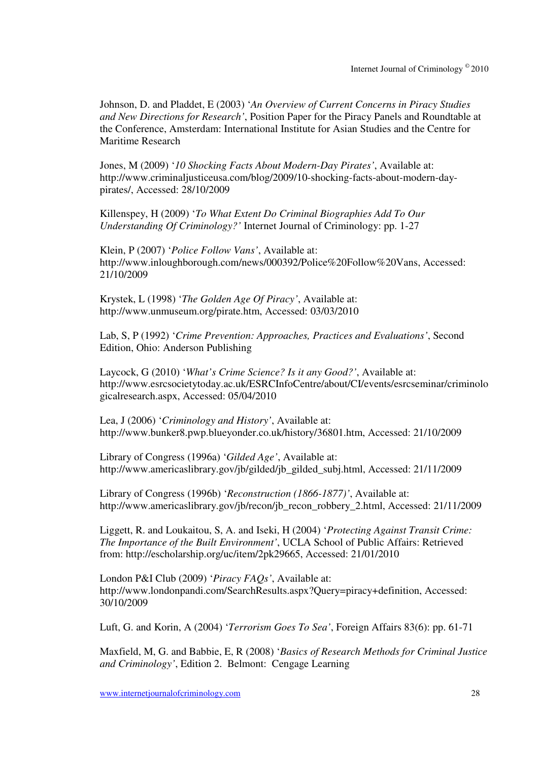Johnson, D. and Pladdet, E (2003) '*An Overview of Current Concerns in Piracy Studies and New Directions for Research'*, Position Paper for the Piracy Panels and Roundtable at the Conference, Amsterdam: International Institute for Asian Studies and the Centre for Maritime Research

Jones, M (2009) '*10 Shocking Facts About Modern-Day Pirates'*, Available at: http://www.criminaljusticeusa.com/blog/2009/10-shocking-facts-about-modern-day-pirates/, Accessed: 28/10/2009

Killenspey, H (2009) '*To What Extent Do Criminal Biographies Add To Our Understanding Of Criminology?'* Internet Journal of Criminology: pp. 1-27

Klein, P (2007) '*Police Follow Vans'*, Available at: http://www.inloughborough.com/news/000392/Police%20Follow%20Vans, Accessed: 21/10/2009

Krystek, L (1998) '*The Golden Age Of Piracy'*, Available at: http://www.unmuseum.org/pirate.htm, Accessed: 03/03/2010

Lab, S, P (1992) '*Crime Prevention: Approaches, Practices and Evaluations'*, Second Edition, Ohio: Anderson Publishing

Laycock, G (2010) '*What's Crime Science? Is it any Good?'*, Available at: http://www.esrcsocietytoday.ac.uk/ESRCInfoCentre/about/CI/events/esrcseminar/criminologicalresearch.aspx, Accessed: 05/04/2010

Lea, J (2006) '*Criminology and History'*, Available at: http://www.bunker8.pwp.blueyonder.co.uk/history/36801.htm, Accessed: 21/10/2009

Library of Congress (1996a) '*Gilded Age'*, Available at: http://www.americaslibrary.gov/jb/gilded/jb_gilded_subj.html, Accessed: 21/11/2009

Library of Congress (1996b) '*Reconstruction (1866-1877)'*, Available at: http://www.americaslibrary.gov/jb/recon/jb_recon_robbery_2.html, Accessed: 21/11/2009

Liggett, R. and Loukaitou, S, A. and Iseki, H (2004) '*Protecting Against Transit Crime: The Importance of the Built Environment'*, UCLA School of Public Affairs: Retrieved from: http://escholarship.org/uc/item/2pk29665, Accessed: 21/01/2010

London P&I Club (2009) '*Piracy FAQs'*, Available at: http://www.londonpandi.com/SearchResults.aspx?Query=piracy+definition, Accessed: 30/10/2009

Luft, G. and Korin, A (2004) '*Terrorism Goes To Sea'*, Foreign Affairs 83(6): pp. 61-71

Maxfield, M, G. and Babbie, E, R (2008) '*Basics of Research Methods for Criminal Justice and Criminology'*, Edition 2. Belmont: Cengage Learning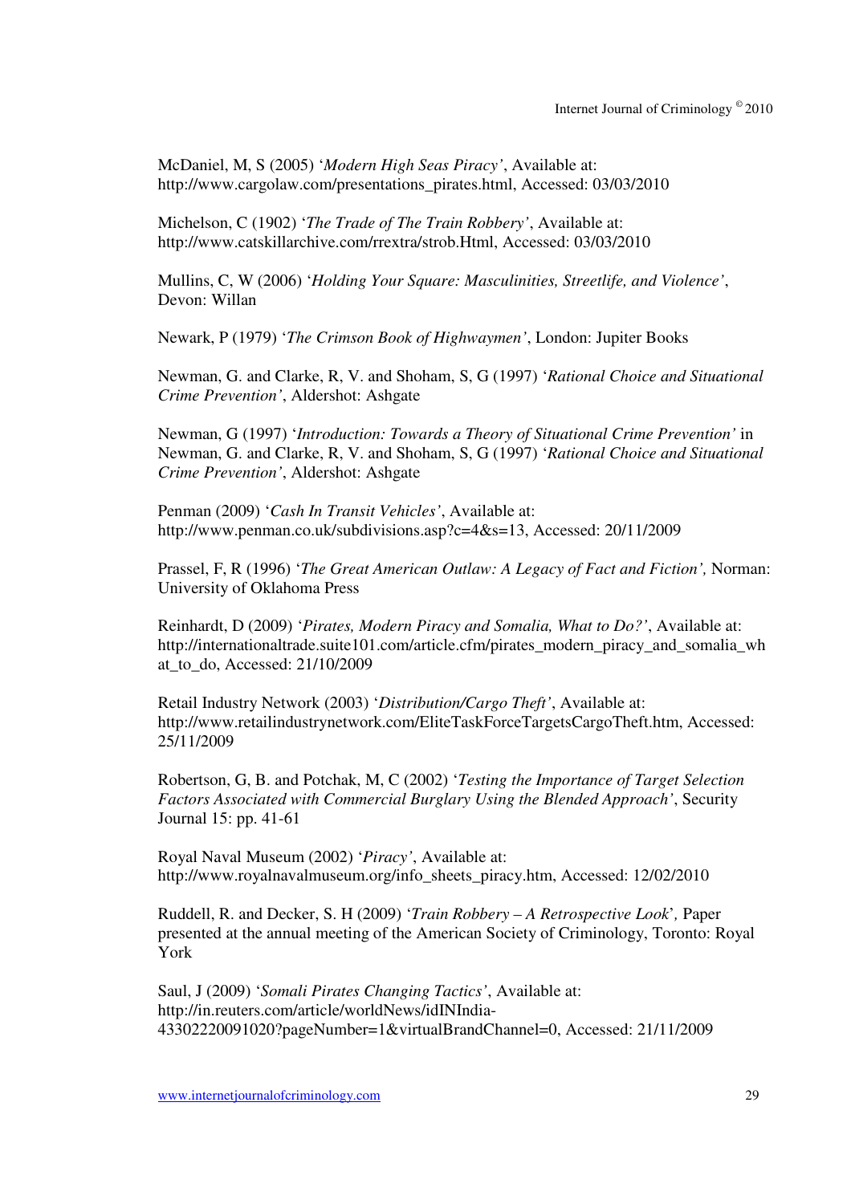McDaniel, M, S (2005) '*Modern High Seas Piracy'*, Available at: http://www.cargolaw.com/presentations_pirates.html, Accessed: 03/03/2010

Michelson, C (1902) '*The Trade of The Train Robbery'*, Available at: http://www.catskillarchive.com/rrextra/strob.Html, Accessed: 03/03/2010

Mullins, C, W (2006) '*Holding Your Square: Masculinities, Streetlife, and Violence'*, Devon: Willan

Newark, P (1979) '*The Crimson Book of Highwaymen'*, London: Jupiter Books

Newman, G. and Clarke, R, V. and Shoham, S, G (1997) '*Rational Choice and Situational Crime Prevention'*, Aldershot: Ashgate

Newman, G (1997) '*Introduction: Towards a Theory of Situational Crime Prevention'* in Newman, G. and Clarke, R, V. and Shoham, S, G (1997) '*Rational Choice and Situational Crime Prevention'*, Aldershot: Ashgate

Penman (2009) '*Cash In Transit Vehicles'*, Available at: http://www.penman.co.uk/subdivisions.asp?c=4&s=13, Accessed: 20/11/2009

Prassel, F, R (1996) '*The Great American Outlaw: A Legacy of Fact and Fiction',* Norman: University of Oklahoma Press

Reinhardt, D (2009) '*Pirates, Modern Piracy and Somalia, What to Do?'*, Available at: http://internationaltrade.suite101.com/article.cfm/pirates_modern_piracy_and_somalia_what_to_do, Accessed: 21/10/2009

Retail Industry Network (2003) '*Distribution/Cargo Theft'*, Available at: http://www.retailindustrynetwork.com/EliteTaskForceTargetsCargoTheft.htm, Accessed: 25/11/2009

Robertson, G, B. and Potchak, M, C (2002) '*Testing the Importance of Target Selection Factors Associated with Commercial Burglary Using the Blended Approach'*, Security Journal 15: pp. 41-61

Royal Naval Museum (2002) '*Piracy'*, Available at: http://www.royalnavalmuseum.org/info_sheets_piracy.htm, Accessed: 12/02/2010

Ruddell, R. and Decker, S. H (2009) '*Train Robbery – A Retrospective Look*'*,* Paper presented at the annual meeting of the American Society of Criminology, Toronto: Royal York

Saul, J (2009) '*Somali Pirates Changing Tactics'*, Available at: http://in.reuters.com/article/worldNews/idINIndia-43302220091020?pageNumber=1&virtualBrandChannel=0, Accessed: 21/11/2009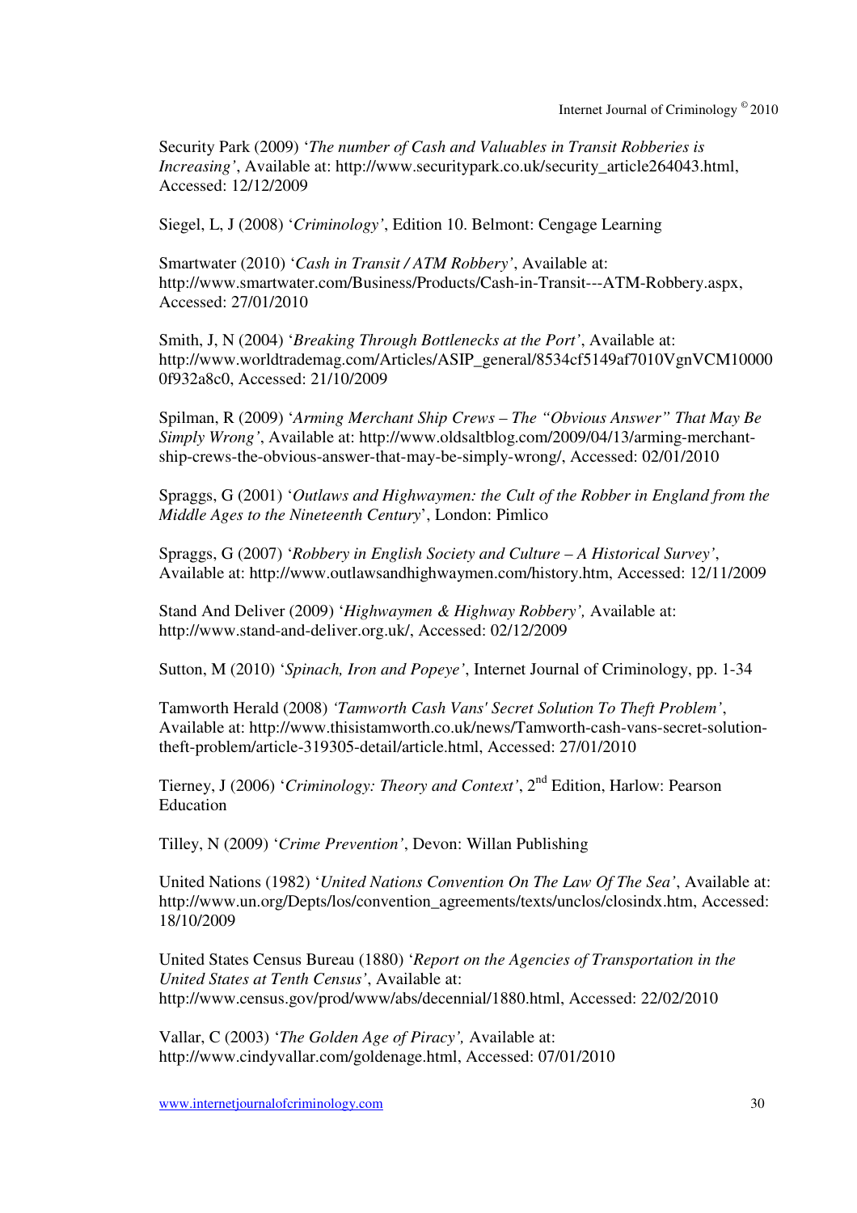Security Park (2009) '*The number of Cash and Valuables in Transit Robberies is Increasing'*, Available at: http://www.securitypark.co.uk/security_article264043.html, Accessed: 12/12/2009

Siegel, L, J (2008) '*Criminology'*, Edition 10. Belmont: Cengage Learning

Smartwater (2010) '*Cash in Transit / ATM Robbery'*, Available at: http://www.smartwater.com/Business/Products/Cash-in-Transit---ATM-Robbery.aspx, Accessed: 27/01/2010

Smith, J, N (2004) '*Breaking Through Bottlenecks at the Port'*, Available at: http://www.worldtrademag.com/Articles/ASIP_general/8534cf5149af7010VgnVCM100000f932a8c0, Accessed: 21/10/2009

Spilman, R (2009) '*Arming Merchant Ship Crews – The "Obvious Answer" That May Be Simply Wrong'*, Available at: http://www.oldsaltblog.com/2009/04/13/arming-merchant-ship-crews-the-obvious-answer-that-may-be-simply-wrong/, Accessed: 02/01/2010

Spraggs, G (2001) '*Outlaws and Highwaymen: the Cult of the Robber in England from the Middle Ages to the Nineteenth Century*', London: Pimlico

Spraggs, G (2007) '*Robbery in English Society and Culture – A Historical Survey'*, Available at: http://www.outlawsandhighwaymen.com/history.htm, Accessed: 12/11/2009

Stand And Deliver (2009) '*Highwaymen & Highway Robbery',* Available at: http://www.stand-and-deliver.org.uk/, Accessed: 02/12/2009

Sutton, M (2010) '*Spinach, Iron and Popeye'*, Internet Journal of Criminology, pp. 1-34

Tamworth Herald (2008) *'Tamworth Cash Vans' Secret Solution To Theft Problem'*, Available at: http://www.thisistamworth.co.uk/news/Tamworth-cash-vans-secret-solution-theft-problem/article-319305-detail/article.html, Accessed: 27/01/2010

Tierney, J (2006) '*Criminology: Theory and Context'*, 2nd Edition, Harlow: Pearson Education

Tilley, N (2009) '*Crime Prevention'*, Devon: Willan Publishing

United Nations (1982) '*United Nations Convention On The Law Of The Sea'*, Available at: http://www.un.org/Depts/los/convention_agreements/texts/unclos/closindx.htm, Accessed: 18/10/2009

United States Census Bureau (1880) '*Report on the Agencies of Transportation in the United States at Tenth Census'*, Available at: http://www.census.gov/prod/www/abs/decennial/1880.html, Accessed: 22/02/2010

Vallar, C (2003) '*The Golden Age of Piracy',* Available at: http://www.cindyvallar.com/goldenage.html, Accessed: 07/01/2010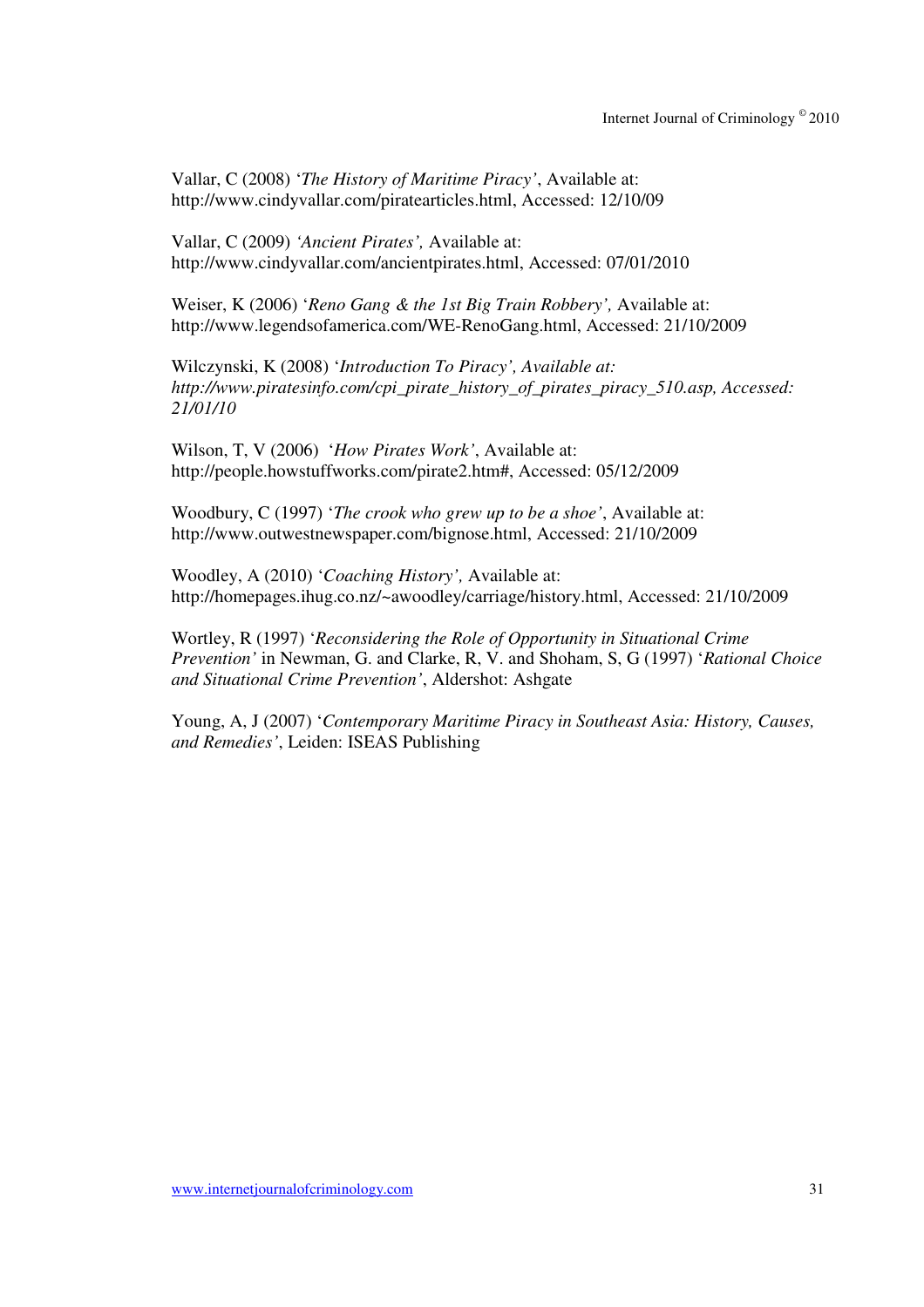Vallar, C (2008) '*The History of Maritime Piracy'*, Available at: http://www.cindyvallar.com/piratearticles.html, Accessed: 12/10/09

Vallar, C (2009) *'Ancient Pirates',* Available at: http://www.cindyvallar.com/ancientpirates.html, Accessed: 07/01/2010

Weiser, K (2006) '*Reno Gang & the 1st Big Train Robbery',* Available at: http://www.legendsofamerica.com/WE-RenoGang.html, Accessed: 21/10/2009

Wilczynski, K (2008) '*Introduction To Piracy', Available at: http://www.piratesinfo.com/cpi_pirate_history_of_pirates_piracy_510.asp, Accessed: 21/01/10*

Wilson, T, V (2006) '*How Pirates Work'*, Available at: http://people.howstuffworks.com/pirate2.htm#, Accessed: 05/12/2009

Woodbury, C (1997) '*The crook who grew up to be a shoe'*, Available at: http://www.outwestnewspaper.com/bignose.html, Accessed: 21/10/2009

Woodley, A (2010) '*Coaching History',* Available at: http://homepages.ihug.co.nz/~awoodley/carriage/history.html, Accessed: 21/10/2009

Wortley, R (1997) '*Reconsidering the Role of Opportunity in Situational Crime Prevention'* in Newman, G. and Clarke, R, V. and Shoham, S, G (1997) '*Rational Choice and Situational Crime Prevention'*, Aldershot: Ashgate

Young, A, J (2007) '*Contemporary Maritime Piracy in Southeast Asia: History, Causes, and Remedies'*, Leiden: ISEAS Publishing